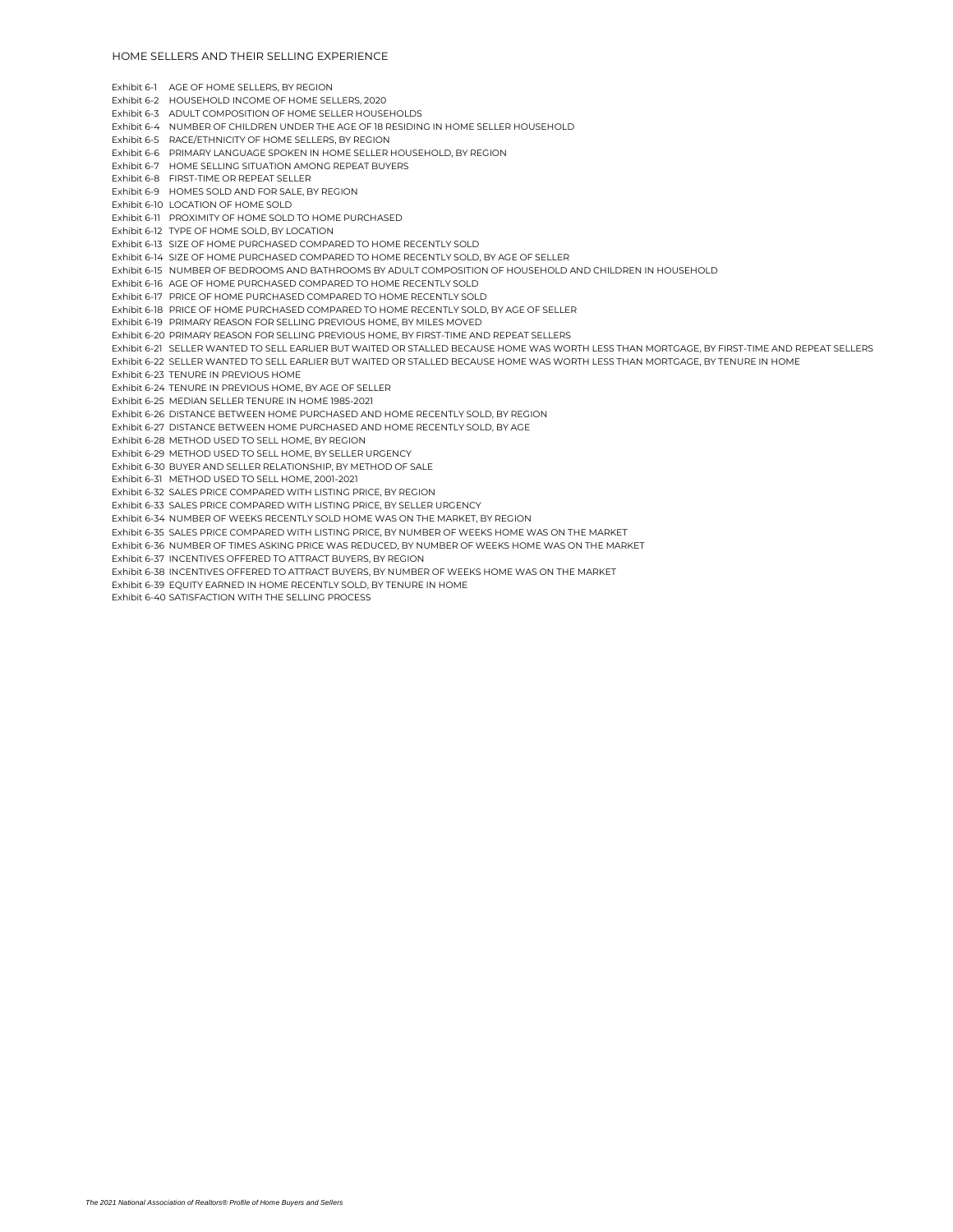## HOME SELLERS AND THEIR SELLING EXPERIENCE

Exhibit 6-1 AGE OF HOME SELLERS, BY REGION
Exhibit 6-2 HOUSEHOLD INCOME OF HOME SELLERS, 2020
Exhibit 6-3 ADULT COMPOSITION OF HOME SELLER HOUSEHOLDS
Exhibit 6-4 NUMBER OF CHILDREN UNDER THE AGE OF 18 RESIDING IN HOME SELLER HOUSEHOLD
Exhibit 6-5 RACE/ETHNICITY OF HOME SELLERS, BY REGION
Exhibit 6-6 PRIMARY LANGUAGE SPOKEN IN HOME SELLER HOUSEHOLD, BY REGION
Exhibit 6-7 HOME SELLING SITUATION AMONG REPEAT BUYERS
Exhibit 6-8 FIRST-TIME OR REPEAT SELLER
Exhibit 6-9 HOMES SOLD AND FOR SALE, BY REGION
Exhibit 6-10 LOCATION OF HOME SOLD
Exhibit 6-11 PROXIMITY OF HOME SOLD TO HOME PURCHASED
Exhibit 6-12 TYPE OF HOME SOLD, BY LOCATION
Exhibit 6-13 SIZE OF HOME PURCHASED COMPARED TO HOME RECENTLY SOLD
Exhibit 6-14 SIZE OF HOME PURCHASED COMPARED TO HOME RECENTLY SOLD, BY AGE OF SELLER
Exhibit 6-15 NUMBER OF BEDROOMS AND BATHROOMS BY ADULT COMPOSITION OF HOUSEHOLD AND CHILDREN IN HOUSEHOLD
Exhibit 6-16 AGE OF HOME PURCHASED COMPARED TO HOME RECENTLY SOLD
Exhibit 6-17 PRICE OF HOME PURCHASED COMPARED TO HOME RECENTLY SOLD
Exhibit 6-18 PRICE OF HOME PURCHASED COMPARED TO HOME RECENTLY SOLD, BY AGE OF SELLER
Exhibit 6-19 PRIMARY REASON FOR SELLING PREVIOUS HOME, BY MILES MOVED
Exhibit 6-20 PRIMARY REASON FOR SELLING PREVIOUS HOME, BY FIRST-TIME AND REPEAT SELLERS
Exhibit 6-21 SELLER WANTED TO SELL EARLIER BUT WAITED OR STALLED BECAUSE HOME WAS WORTH LESS THAN MORTGAGE, BY FIRST-TIME AND REPEAT SELLERS
Exhibit 6-22 SELLER WANTED TO SELL EARLIER BUT WAITED OR STALLED BECAUSE HOME WAS WORTH LESS THAN MORTGAGE, BY TENURE IN HOME
Exhibit 6-23 TENURE IN PREVIOUS HOME
Exhibit 6-24 TENURE IN PREVIOUS HOME, BY AGE OF SELLER
Exhibit 6-25 MEDIAN SELLER TENURE IN HOME 1985-2021
Exhibit 6-26 DISTANCE BETWEEN HOME PURCHASED AND HOME RECENTLY SOLD, BY REGION
Exhibit 6-27 DISTANCE BETWEEN HOME PURCHASED AND HOME RECENTLY SOLD, BY AGE
Exhibit 6-28 METHOD USED TO SELL HOME, BY REGION
Exhibit 6-29 METHOD USED TO SELL HOME, BY SELLER URGENCY
Exhibit 6-30 BUYER AND SELLER RELATIONSHIP, BY METHOD OF SALE
Exhibit 6-31 METHOD USED TO SELL HOME, 2001-2021
Exhibit 6-32 SALES PRICE COMPARED WITH LISTING PRICE, BY REGION
Exhibit 6-33 SALES PRICE COMPARED WITH LISTING PRICE, BY SELLER URGENCY
Exhibit 6-34 NUMBER OF WEEKS RECENTLY SOLD HOME WAS ON THE MARKET, BY REGION
Exhibit 6-35 SALES PRICE COMPARED WITH LISTING PRICE, BY NUMBER OF WEEKS HOME WAS ON THE MARKET
Exhibit 6-36 NUMBER OF TIMES ASKING PRICE WAS REDUCED, BY NUMBER OF WEEKS HOME WAS ON THE MARKET
Exhibit 6-37 INCENTIVES OFFERED TO ATTRACT BUYERS, BY REGION
Exhibit 6-38 INCENTIVES OFFERED TO ATTRACT BUYERS, BY NUMBER OF WEEKS HOME WAS ON THE MARKET
Exhibit 6-39 EQUITY EARNED IN HOME RECENTLY SOLD, BY TENURE IN HOME
Exhibit 6-40 SATISFACTION WITH THE SELLING PROCESS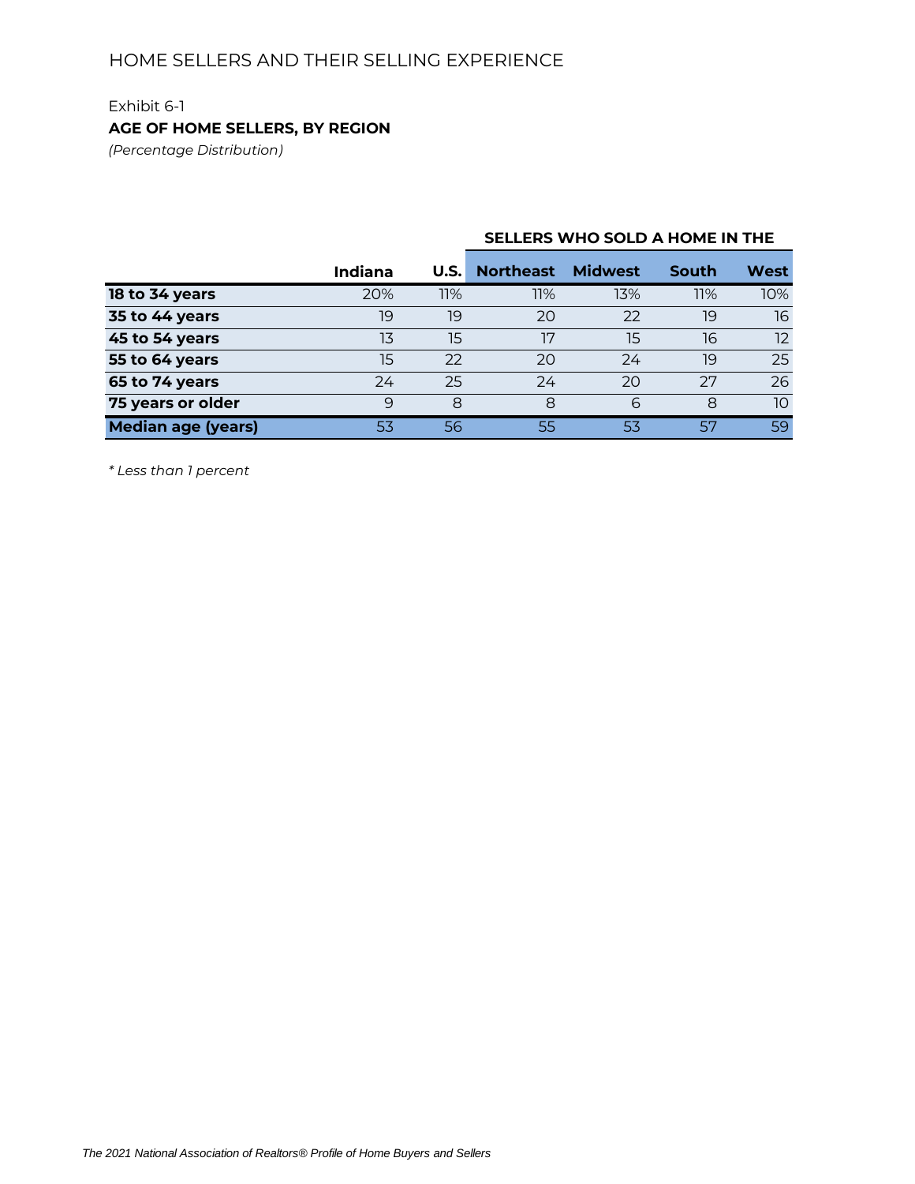HOME SELLERS AND THEIR SELLING EXPERIENCE

Exhibit 6-1

**AGE OF HOME SELLERS, BY REGION**

*(Percentage Distribution)*

| | | | SELLERS WHO SOLD A HOME IN THE | | | |
|---|---|---|---|---|---|---|
| | **Indiana** | **U.S.** | **Northeast** | **Midwest** | **South** | **West** |
| **18 to 34 years** | 20% | 11% | 11% | 13% | 11% | 10% |
| **35 to 44 years** | 19 | 19 | 20 | 22 | 19 | 16 |
| **45 to 54 years** | 13 | 15 | 17 | 15 | 16 | 12 |
| **55 to 64 years** | 15 | 22 | 20 | 24 | 19 | 25 |
| **65 to 74 years** | 24 | 25 | 24 | 20 | 27 | 26 |
| **75 years or older** | 9 | 8 | 8 | 6 | 8 | 10 |
| **Median age (years)** | 53 | 56 | 55 | 53 | 57 | 59 |

*\* Less than 1 percent*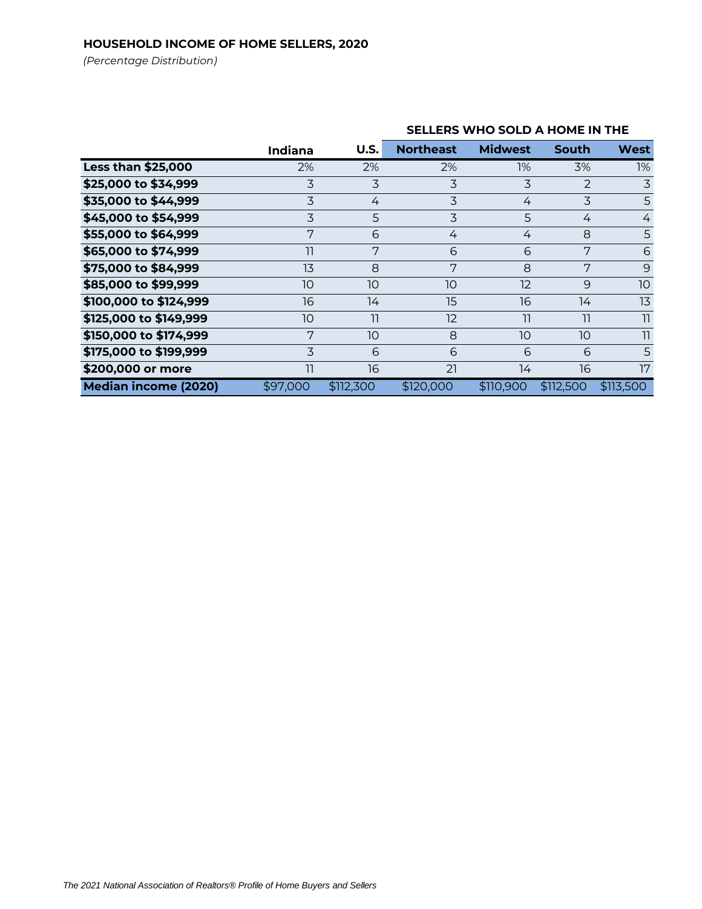**HOUSEHOLD INCOME OF HOME SELLERS, 2020**

*(Percentage Distribution)*

| | | | SELLERS WHO SOLD A HOME IN THE | | | |
|---|---|---|---|---|---|---|
| | **Indiana** | **U.S.** | **Northeast** | **Midwest** | **South** | **West** |
| **Less than $25,000** | 2% | 2% | 2% | 1% | 3% | 1% |
| **$25,000 to $34,999** | 3 | 3 | 3 | 3 | 2 | 3 |
| **$35,000 to $44,999** | 3 | 4 | 3 | 4 | 3 | 5 |
| **$45,000 to $54,999** | 3 | 5 | 3 | 5 | 4 | 4 |
| **$55,000 to $64,999** | 7 | 6 | 4 | 4 | 8 | 5 |
| **$65,000 to $74,999** | 11 | 7 | 6 | 6 | 7 | 6 |
| **$75,000 to $84,999** | 13 | 8 | 7 | 8 | 7 | 9 |
| **$85,000 to $99,999** | 10 | 10 | 10 | 12 | 9 | 10 |
| **$100,000 to $124,999** | 16 | 14 | 15 | 16 | 14 | 13 |
| **$125,000 to $149,999** | 10 | 11 | 12 | 11 | 11 | 11 |
| **$150,000 to $174,999** | 7 | 10 | 8 | 10 | 10 | 11 |
| **$175,000 to $199,999** | 3 | 6 | 6 | 6 | 6 | 5 |
| **$200,000 or more** | 11 | 16 | 21 | 14 | 16 | 17 |
| **Median income (2020)** | $97,000 | $112,300 | $120,000 | $110,900 | $112,500 | $113,500 |

*The 2021 National Association of Realtors® Profile of Home Buyers and Sellers*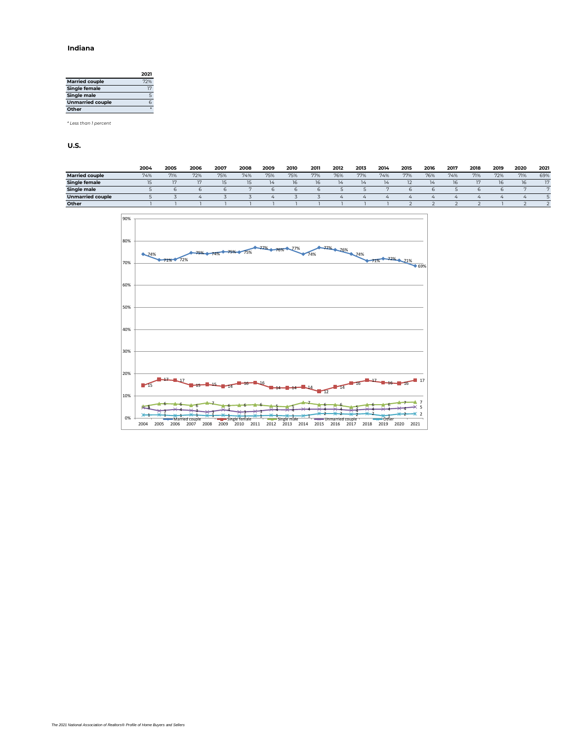## Indiana

| | 2021 |
|---|---|
| **Married couple** | 72% |
| **Single female** | 17 |
| **Single male** | 5 |
| **Unmarried couple** | 6 |
| **Other** | * |

*\* Less than 1 percent*

## U.S.

| | 2004 | 2005 | 2006 | 2007 | 2008 | 2009 | 2010 | 2011 | 2012 | 2013 | 2014 | 2015 | 2016 | 2017 | 2018 | 2019 | 2020 | 2021 |
|---|---|---|---|---|---|---|---|---|---|---|---|---|---|---|---|---|---|---|
| **Married couple** | 74% | 71% | 72% | 75% | 74% | 75% | 75% | 77% | 76% | 77% | 74% | 77% | 76% | 74% | 71% | 72% | 71% | 69% |
| **Single female** | 15 | 17 | 17 | 15 | 15 | 14 | 16 | 16 | 14 | 14 | 14 | 12 | 14 | 16 | 17 | 16 | 16 | 17 |
| **Single male** | 5 | 6 | 6 | 6 | 7 | 6 | 6 | 6 | 5 | 5 | 7 | 6 | 6 | 5 | 6 | 6 | 7 | 7 |
| **Unmarried couple** | 5 | 3 | 4 | 3 | 3 | 4 | 3 | 3 | 4 | 4 | 4 | 4 | 4 | 4 | 4 | 4 | 4 | 5 |
| **Other** | 1 | 1 | 1 | 1 | 1 | 1 | 1 | 1 | 1 | 1 | 1 | 2 | 2 | 2 | 2 | 1 | 2 | 2 |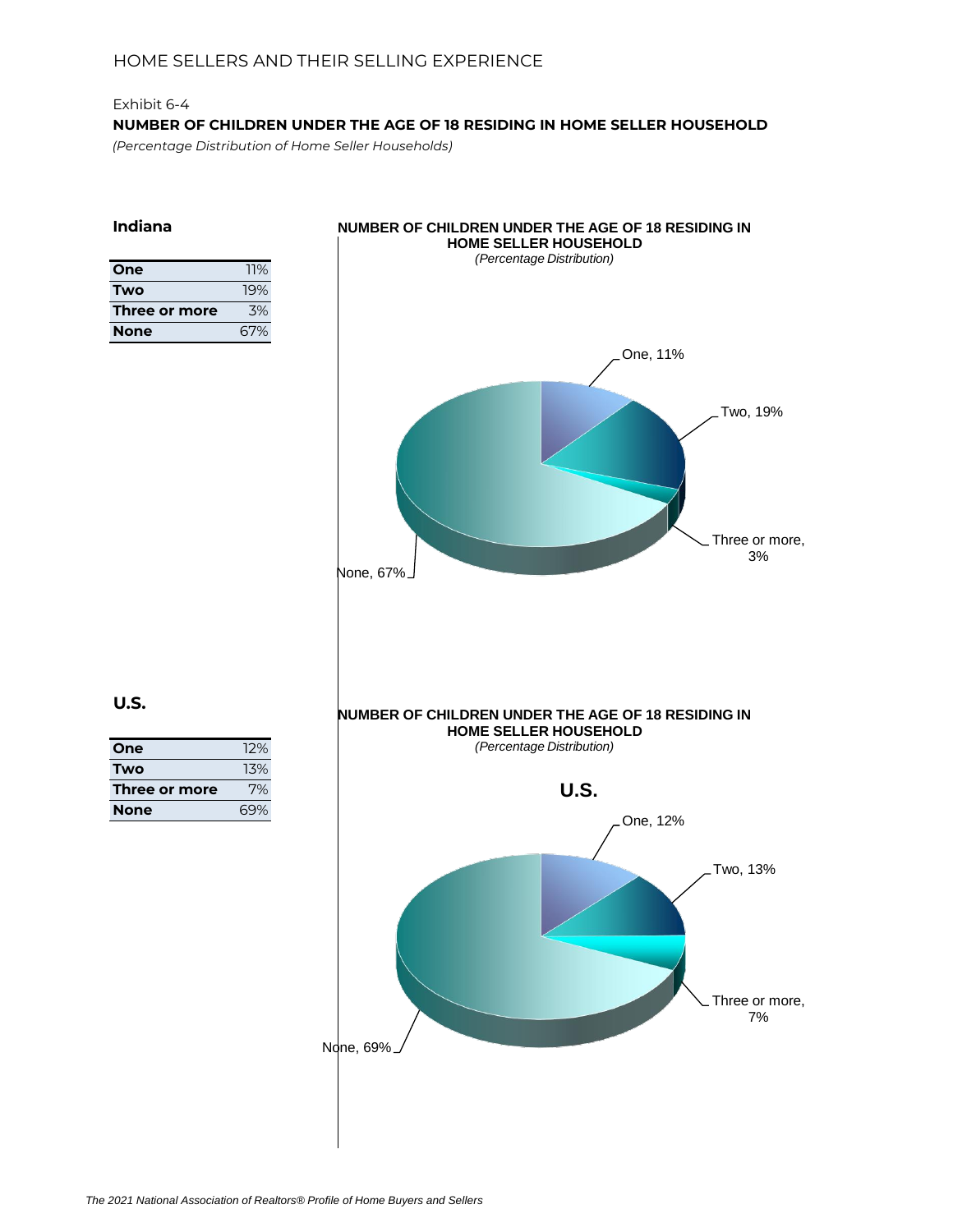Exhibit 6-4

## NUMBER OF CHILDREN UNDER THE AGE OF 18 RESIDING IN HOME SELLER HOUSEHOLD

*(Percentage Distribution of Home Seller Households)*

### Indiana

| | |
|---|---|
| **One** | 11% |
| **Two** | 19% |
| **Three or more** | 3% |
| **None** | 67% |

**NUMBER OF CHILDREN UNDER THE AGE OF 18 RESIDING IN HOME SELLER HOUSEHOLD**
*(Percentage Distribution)*

One, 11%
Two, 19%
Three or more, 3%
None, 67%

### U.S.

| | |
|---|---|
| **One** | 12% |
| **Two** | 13% |
| **Three or more** | 7% |
| **None** | 69% |

**NUMBER OF CHILDREN UNDER THE AGE OF 18 RESIDING IN HOME SELLER HOUSEHOLD**
*(Percentage Distribution)*

**U.S.**

One, 12%
Two, 13%
Three or more, 7%
None, 69%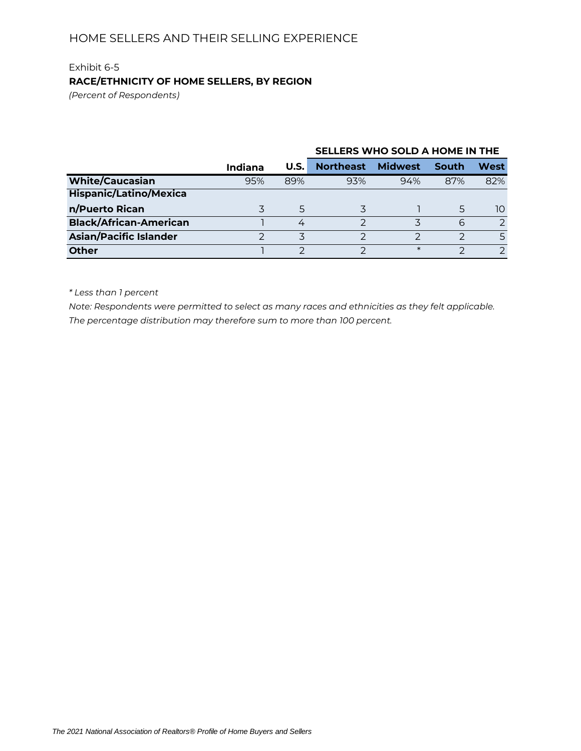## HOME SELLERS AND THEIR SELLING EXPERIENCE

Exhibit 6-5

**RACE/ETHNICITY OF HOME SELLERS, BY REGION**

*(Percent of Respondents)*

| | | | SELLERS WHO SOLD A HOME IN THE | | | |
|---|---|---|---|---|---|---|
| | **Indiana** | **U.S.** | **Northeast** | **Midwest** | **South** | **West** |
| **White/Caucasian** | 95% | 89% | 93% | 94% | 87% | 82% |
| **Hispanic/Latino/Mexican/Puerto Rican** | 3 | 5 | 3 | 1 | 5 | 10 |
| **Black/African-American** | 1 | 4 | 2 | 3 | 6 | 2 |
| **Asian/Pacific Islander** | 2 | 3 | 2 | 2 | 2 | 5 |
| **Other** | 1 | 2 | 2 | * | 2 | 2 |

*\* Less than 1 percent*

*Note: Respondents were permitted to select as many races and ethnicities as they felt applicable. The percentage distribution may therefore sum to more than 100 percent.*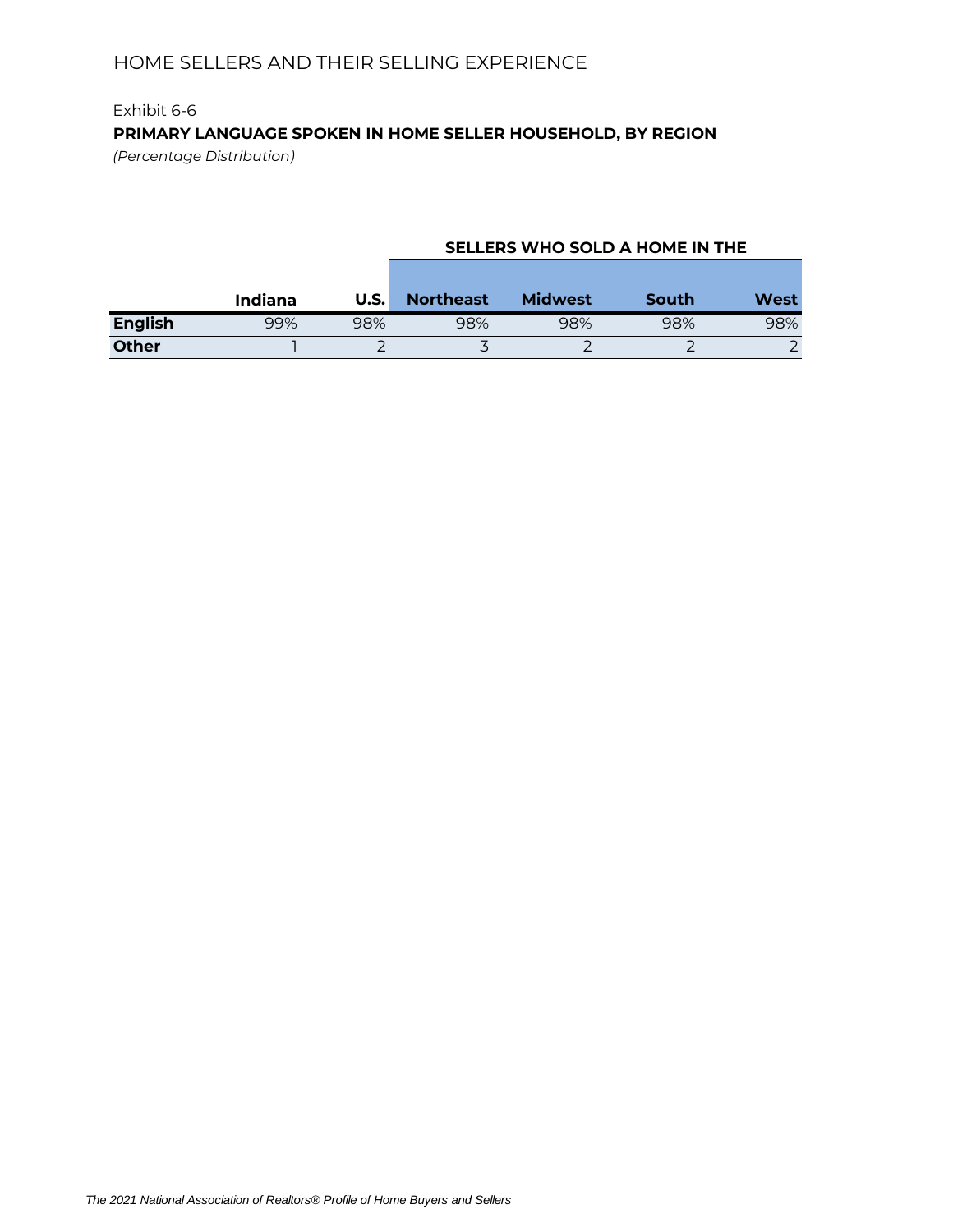Exhibit 6-6

**PRIMARY LANGUAGE SPOKEN IN HOME SELLER HOUSEHOLD, BY REGION**

*(Percentage Distribution)*

| | | | SELLERS WHO SOLD A HOME IN THE | | | |
|---|---|---|---|---|---|---|
| | Indiana | U.S. | Northeast | Midwest | South | West |
| **English** | 99% | 98% | 98% | 98% | 98% | 98% |
| **Other** | 1 | 2 | 3 | 2 | 2 | 2 |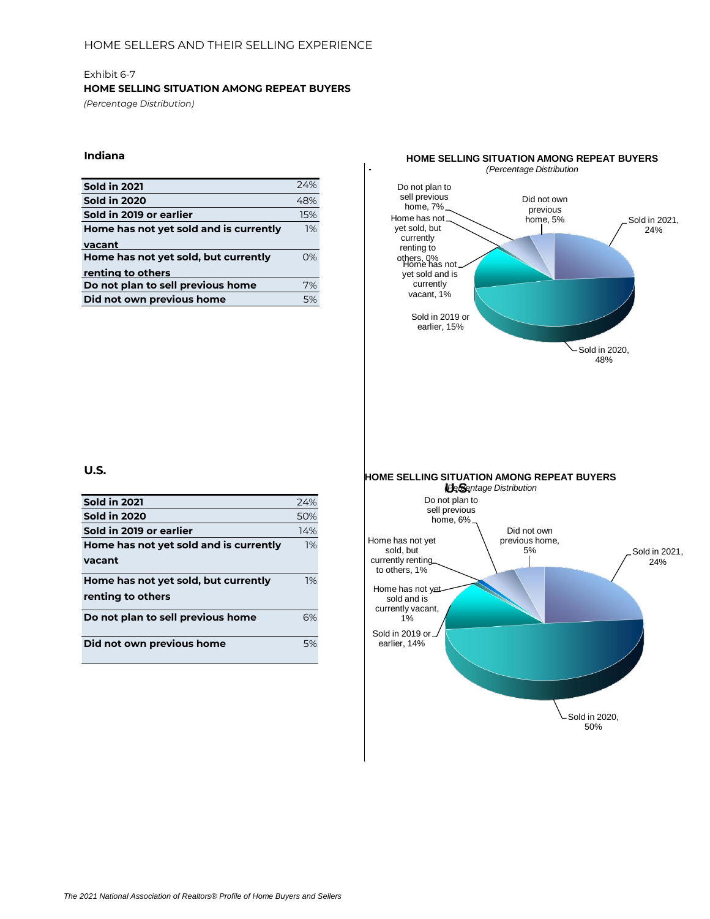HOME SELLERS AND THEIR SELLING EXPERIENCE

Exhibit 6-7

**HOME SELLING SITUATION AMONG REPEAT BUYERS**

*(Percentage Distribution)*

### Indiana

| | |
|---|---|
| **Sold in 2021** | 24% |
| **Sold in 2020** | 48% |
| **Sold in 2019 or earlier** | 15% |
| **Home has not yet sold and is currently vacant** | 1% |
| **Home has not yet sold, but currently renting to others** | 0% |
| **Do not plan to sell previous home** | 7% |
| **Did not own previous home** | 5% |

**HOME SELLING SITUATION AMONG REPEAT BUYERS**
*(Percentage Distribution*

Do not plan to sell previous home, 7%
Did not own previous home, 5%
Sold in 2021, 24%
Home has not yet sold, but currently renting to others, 0%
Home has not yet sold and is currently vacant, 1%
Sold in 2019 or earlier, 15%
Sold in 2020, 48%

### U.S.

| | |
|---|---|
| **Sold in 2021** | 24% |
| **Sold in 2020** | 50% |
| **Sold in 2019 or earlier** | 14% |
| **Home has not yet sold and is currently vacant** | 1% |
| **Home has not yet sold, but currently renting to others** | 1% |
| **Do not plan to sell previous home** | 6% |
| **Did not own previous home** | 5% |

**HOME SELLING SITUATION AMONG REPEAT BUYERS**
***U.S.***
*(Percentage Distribution*

Do not plan to sell previous home, 6%
Did not own previous home, 5%
Sold in 2021, 24%
Home has not yet sold, but currently renting to others, 1%
Home has not yet sold and is currently vacant, 1%
Sold in 2019 or earlier, 14%
Sold in 2020, 50%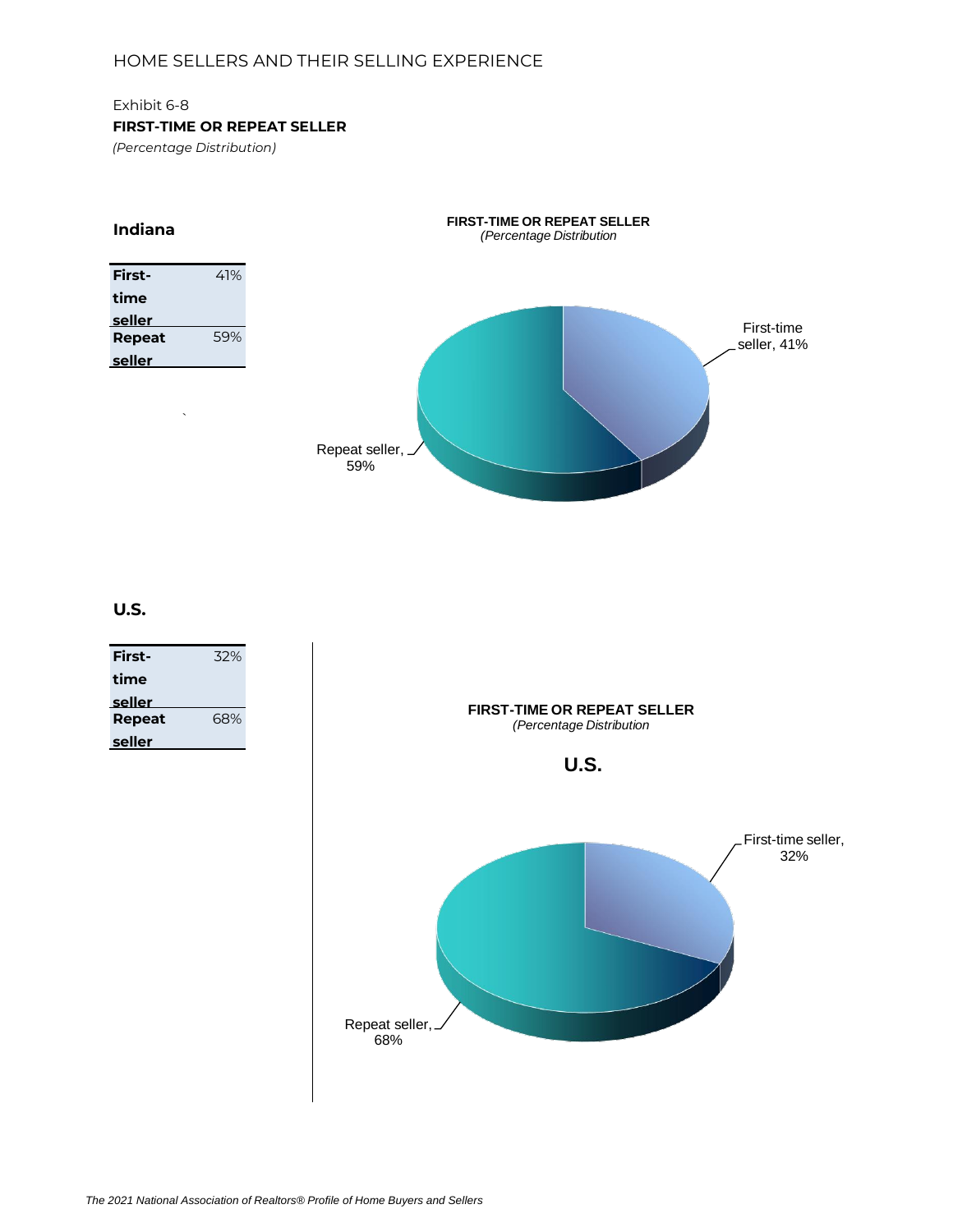HOME SELLERS AND THEIR SELLING EXPERIENCE

Exhibit 6-8

**FIRST-TIME OR REPEAT SELLER**

*(Percentage Distribution)*

## Indiana

| | |
|---|---|
| **First-time seller** | 41% |
| **Repeat seller** | 59% |

**FIRST-TIME OR REPEAT SELLER**
*(Percentage Distribution)*

First-time seller, 41%
Repeat seller, 59%

## U.S.

| | |
|---|---|
| **First-time seller** | 32% |
| **Repeat seller** | 68% |

**FIRST-TIME OR REPEAT SELLER**
*(Percentage Distribution)*

**U.S.**

First-time seller, 32%
Repeat seller, 68%

*The 2021 National Association of Realtors® Profile of Home Buyers and Sellers*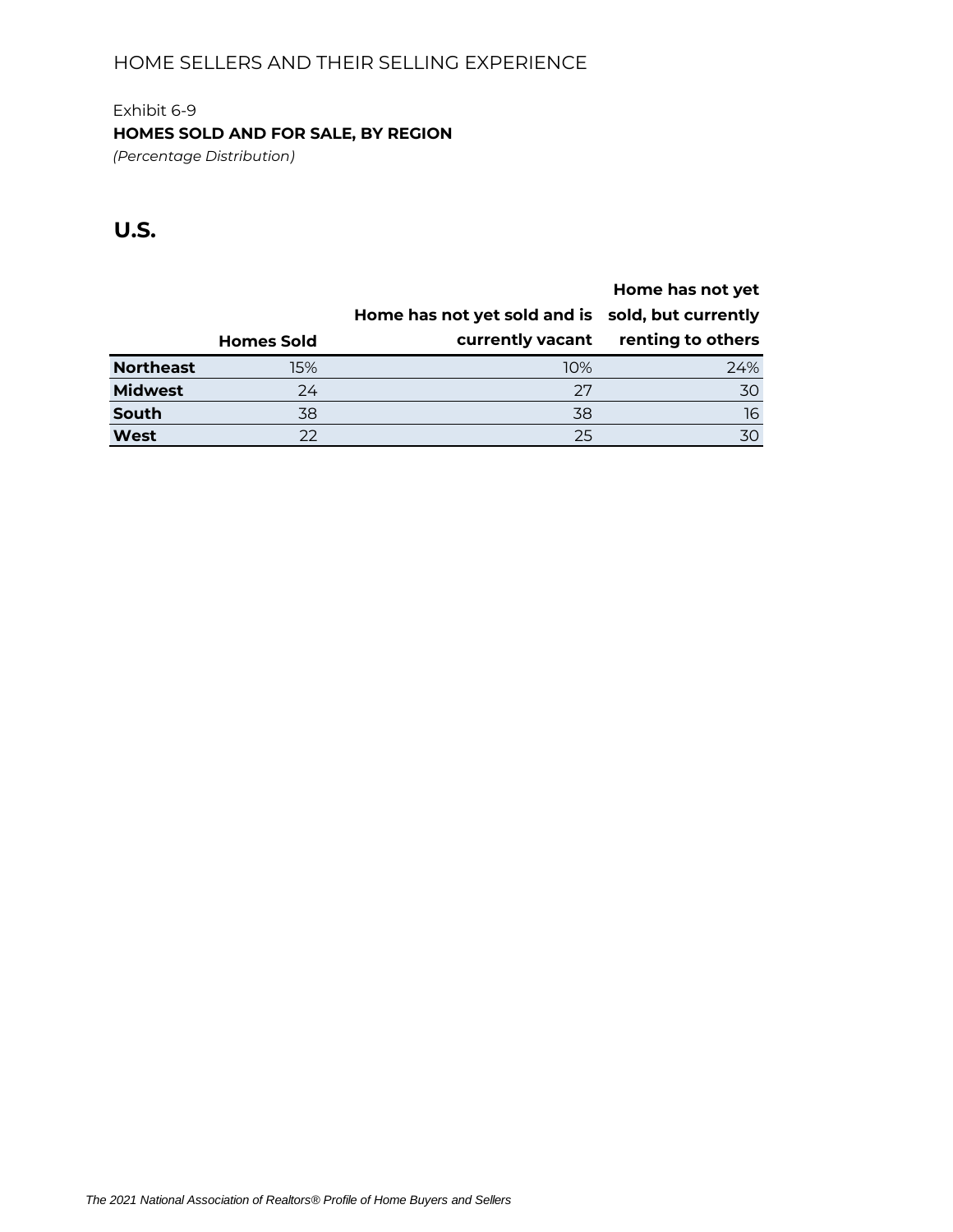Exhibit 6-9

**HOMES SOLD AND FOR SALE, BY REGION**

*(Percentage Distribution)*

## U.S.

| | Homes Sold | Home has not yet sold and is currently vacant | Home has not yet sold, but currently renting to others |
|---|---|---|---|
| **Northeast** | 15% | 10% | 24% |
| **Midwest** | 24 | 27 | 30 |
| **South** | 38 | 38 | 16 |
| **West** | 22 | 25 | 30 |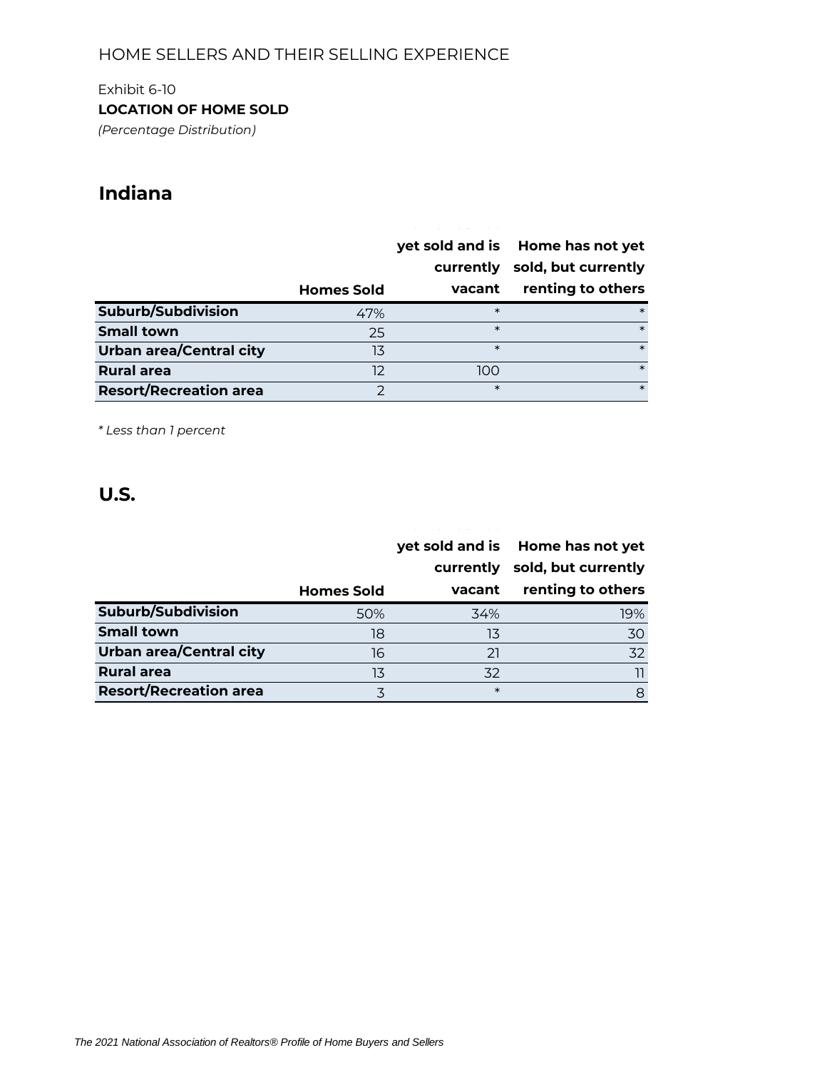HOME SELLERS AND THEIR SELLING EXPERIENCE

Exhibit 6-10

**LOCATION OF HOME SOLD**

*(Percentage Distribution)*

## Indiana

| | Homes Sold | yet sold and is currently vacant | Home has not yet sold, but currently renting to others |
|---|---|---|---|
| **Suburb/Subdivision** | 47% | * | * |
| **Small town** | 25 | * | * |
| **Urban area/Central city** | 13 | * | * |
| **Rural area** | 12 | 100 | * |
| **Resort/Recreation area** | 2 | * | * |

*\* Less than 1 percent*

## U.S.

| | Homes Sold | yet sold and is currently vacant | Home has not yet sold, but currently renting to others |
|---|---|---|---|
| **Suburb/Subdivision** | 50% | 34% | 19% |
| **Small town** | 18 | 13 | 30 |
| **Urban area/Central city** | 16 | 21 | 32 |
| **Rural area** | 13 | 32 | 11 |
| **Resort/Recreation area** | 3 | * | 8 |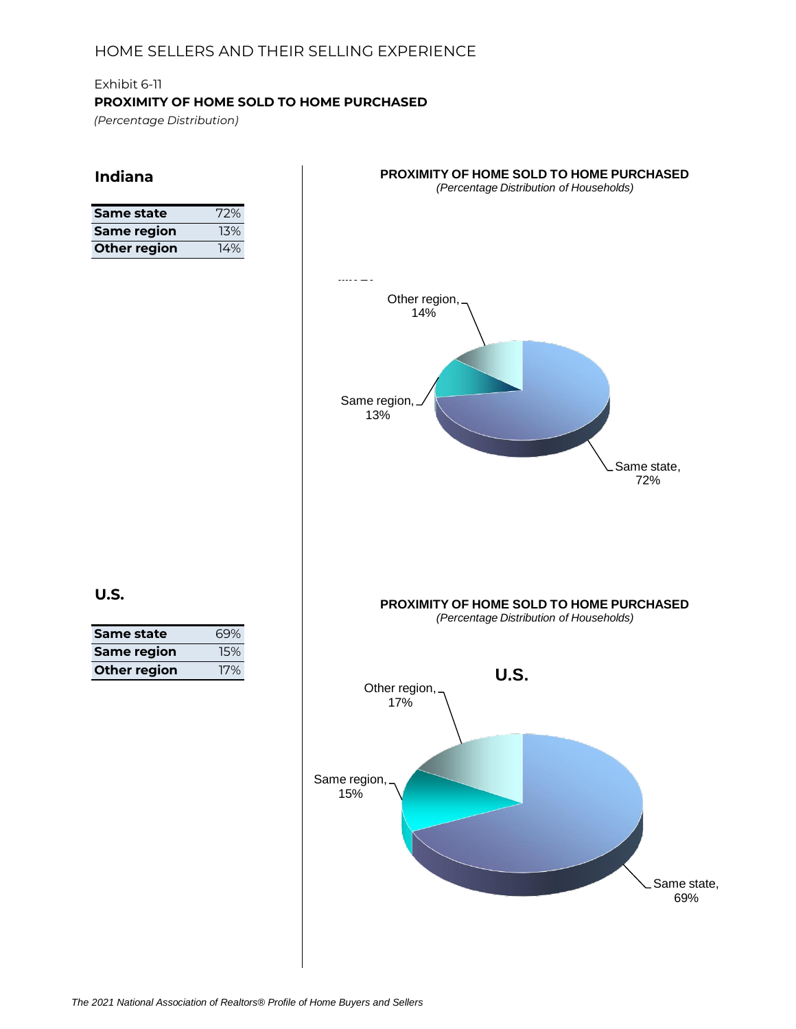HOME SELLERS AND THEIR SELLING EXPERIENCE

Exhibit 6-11

**PROXIMITY OF HOME SOLD TO HOME PURCHASED**

*(Percentage Distribution)*

## Indiana

| Same state | 72% |
|---|---|
| Same region | 13% |
| Other region | 14% |

**PROXIMITY OF HOME SOLD TO HOME PURCHASED**

*(Percentage Distribution of Households)*

Other region, 14%

Same region, 13%

Same state, 72%

## U.S.

| Same state | 69% |
|---|---|
| Same region | 15% |
| Other region | 17% |

**PROXIMITY OF HOME SOLD TO HOME PURCHASED**

*(Percentage Distribution of Households)*

**U.S.**

Other region, 17%

Same region, 15%

Same state, 69%

*The 2021 National Association of Realtors® Profile of Home Buyers and Sellers*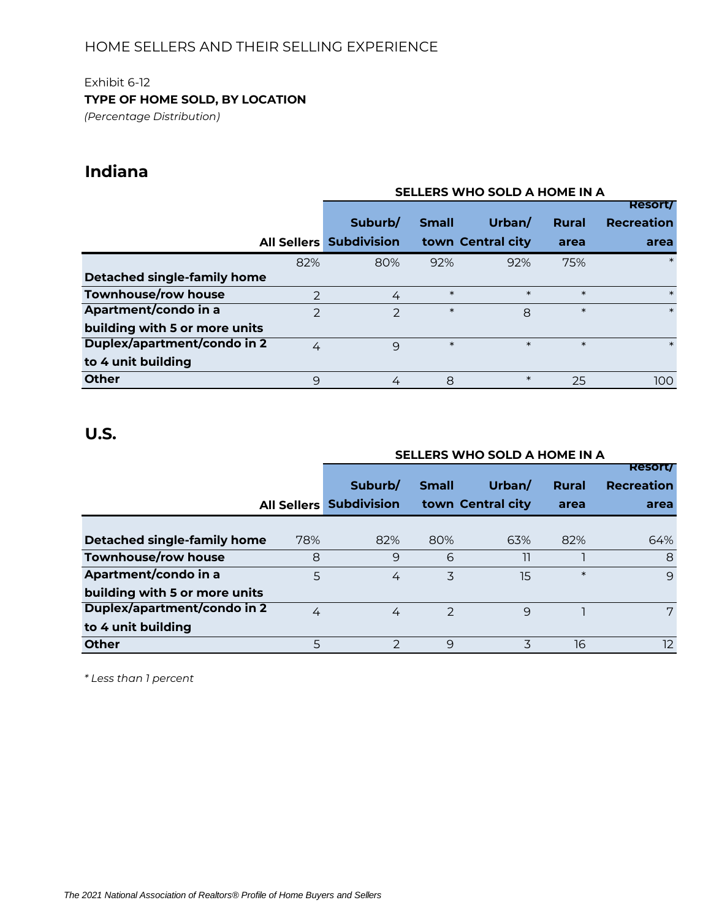HOME SELLERS AND THEIR SELLING EXPERIENCE

Exhibit 6-12

**TYPE OF HOME SOLD, BY LOCATION**

*(Percentage Distribution)*

## Indiana

| | | SELLERS WHO SOLD A HOME IN A | | | | |
|---|---|---|---|---|---|---|
| | All Sellers | Suburb/ Subdivision | Small town | Urban/ Central city | Rural area | Resort/ Recreation area |
| **Detached single-family home** | 82% | 80% | 92% | 92% | 75% | * |
| **Townhouse/row house** | 2 | 4 | * | * | * | * |
| **Apartment/condo in a building with 5 or more units** | 2 | 2 | * | 8 | * | * |
| **Duplex/apartment/condo in 2 to 4 unit building** | 4 | 9 | * | * | * | * |
| **Other** | 9 | 4 | 8 | * | 25 | 100 |

## U.S.

| | | SELLERS WHO SOLD A HOME IN A | | | | |
|---|---|---|---|---|---|---|
| | All Sellers | Suburb/ Subdivision | Small town | Urban/ Central city | Rural area | Resort/ Recreation area |
| **Detached single-family home** | 78% | 82% | 80% | 63% | 82% | 64% |
| **Townhouse/row house** | 8 | 9 | 6 | 11 | 1 | 8 |
| **Apartment/condo in a building with 5 or more units** | 5 | 4 | 3 | 15 | * | 9 |
| **Duplex/apartment/condo in 2 to 4 unit building** | 4 | 4 | 2 | 9 | 1 | 7 |
| **Other** | 5 | 2 | 9 | 3 | 16 | 12 |

*\* Less than 1 percent*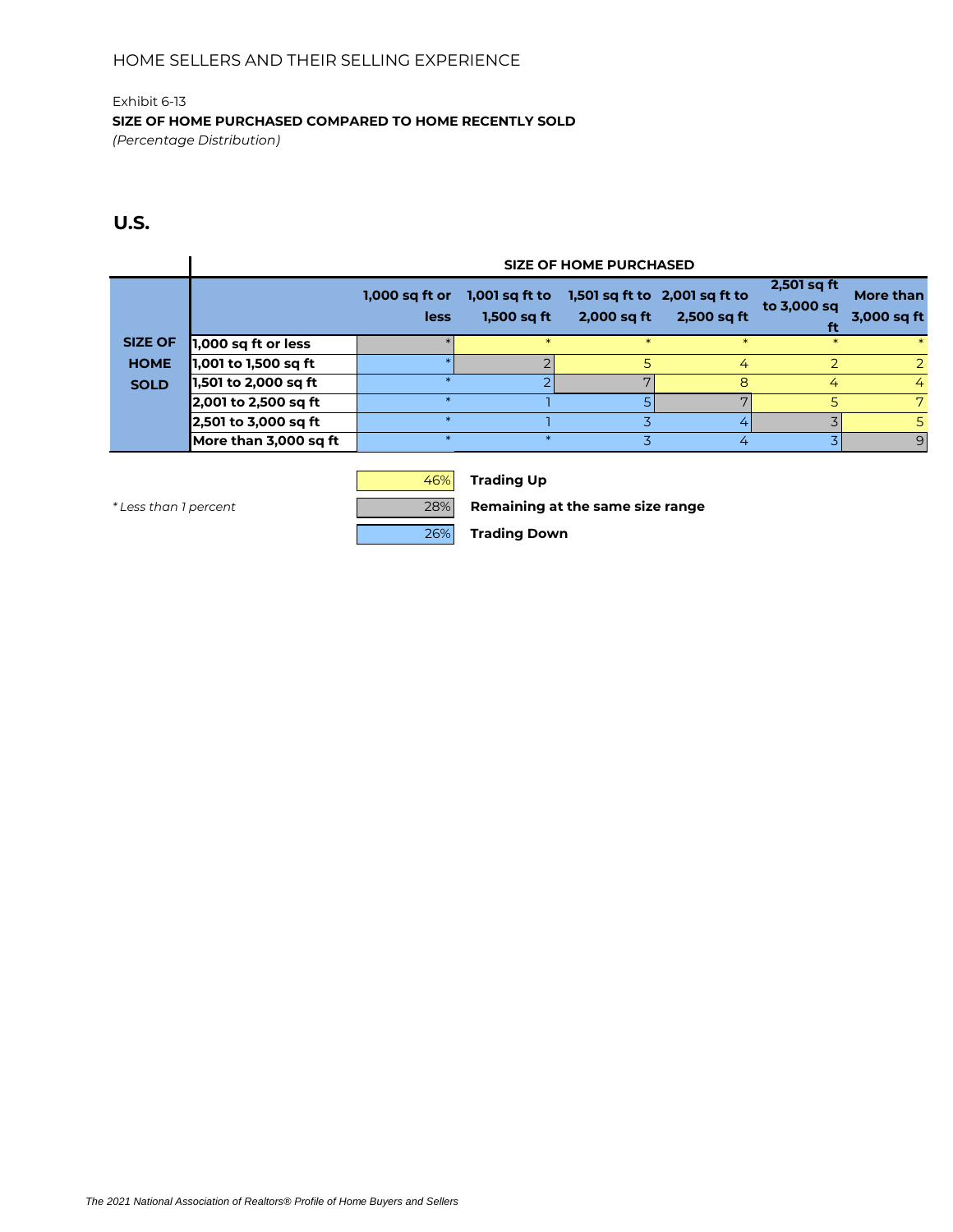HOME SELLERS AND THEIR SELLING EXPERIENCE

Exhibit 6-13

**SIZE OF HOME PURCHASED COMPARED TO HOME RECENTLY SOLD**

*(Percentage Distribution)*

## U.S.

| | | SIZE OF HOME PURCHASED | | | | | |
|---|---|---|---|---|---|---|---|
| | | 1,000 sq ft or less | 1,001 sq ft to 1,500 sq ft | 1,501 sq ft to 2,000 sq ft | 2,001 sq ft to 2,500 sq ft | 2,501 sq ft to 3,000 sq ft | More than 3,000 sq ft |
| SIZE OF HOME SOLD | 1,000 sq ft or less | * | * | * | * | * | * |
| | 1,001 to 1,500 sq ft | * | 2 | 5 | 4 | 2 | 2 |
| | 1,501 to 2,000 sq ft | * | 2 | 7 | 8 | 4 | 4 |
| | 2,001 to 2,500 sq ft | * | 1 | 5 | 7 | 5 | 7 |
| | 2,501 to 3,000 sq ft | * | 1 | 3 | 4 | 3 | 5 |
| | More than 3,000 sq ft | * | * | 3 | 4 | 3 | 9 |

| | |
|---|---|
| 46% | **Trading Up** |
| 28% | **Remaining at the same size range** |
| 26% | **Trading Down** |

*\* Less than 1 percent*

*The 2021 National Association of Realtors® Profile of Home Buyers and Sellers*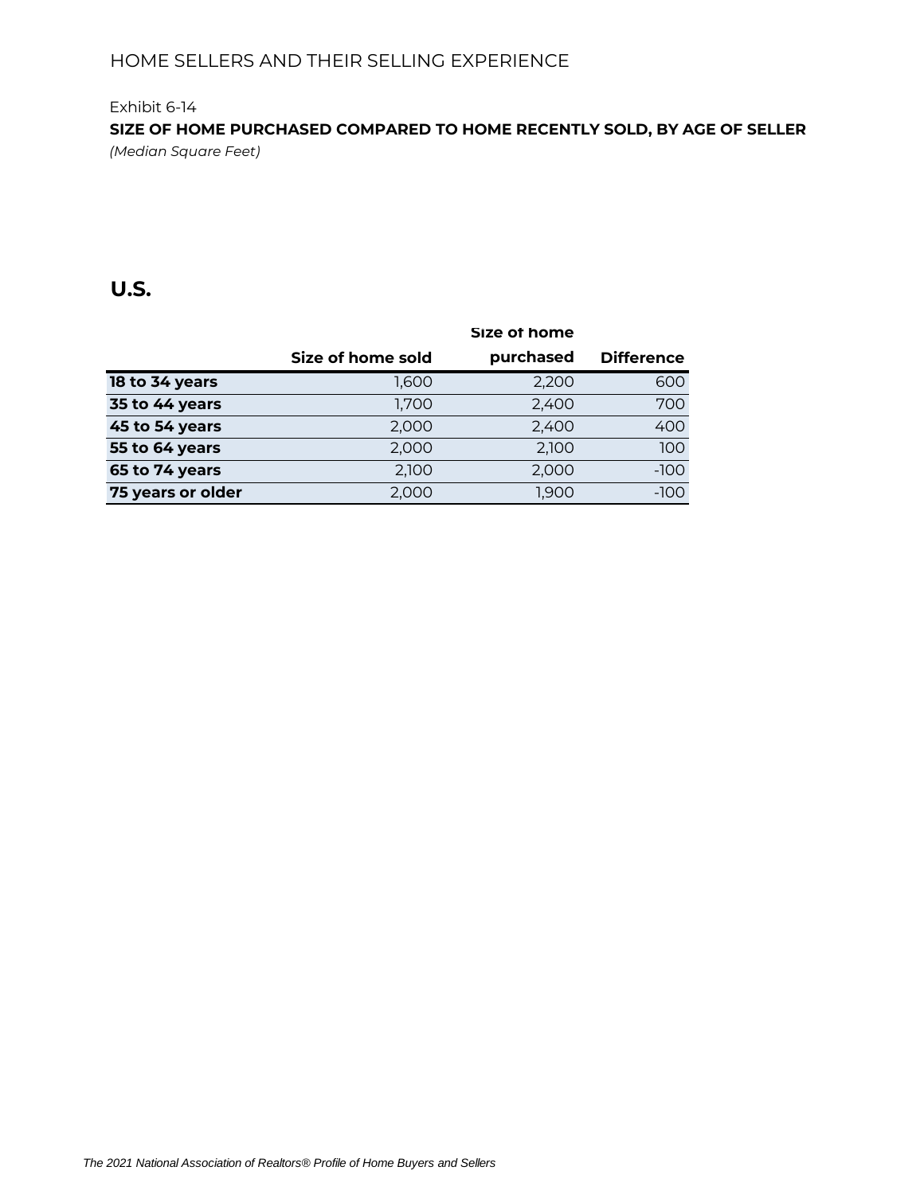Exhibit 6-14

**SIZE OF HOME PURCHASED COMPARED TO HOME RECENTLY SOLD, BY AGE OF SELLER**

*(Median Square Feet)*

## U.S.

| | Size of home sold | Size of home purchased | Difference |
|---|---|---|---|
| **18 to 34 years** | 1,600 | 2,200 | 600 |
| **35 to 44 years** | 1,700 | 2,400 | 700 |
| **45 to 54 years** | 2,000 | 2,400 | 400 |
| **55 to 64 years** | 2,000 | 2,100 | 100 |
| **65 to 74 years** | 2,100 | 2,000 | -100 |
| **75 years or older** | 2,000 | 1,900 | -100 |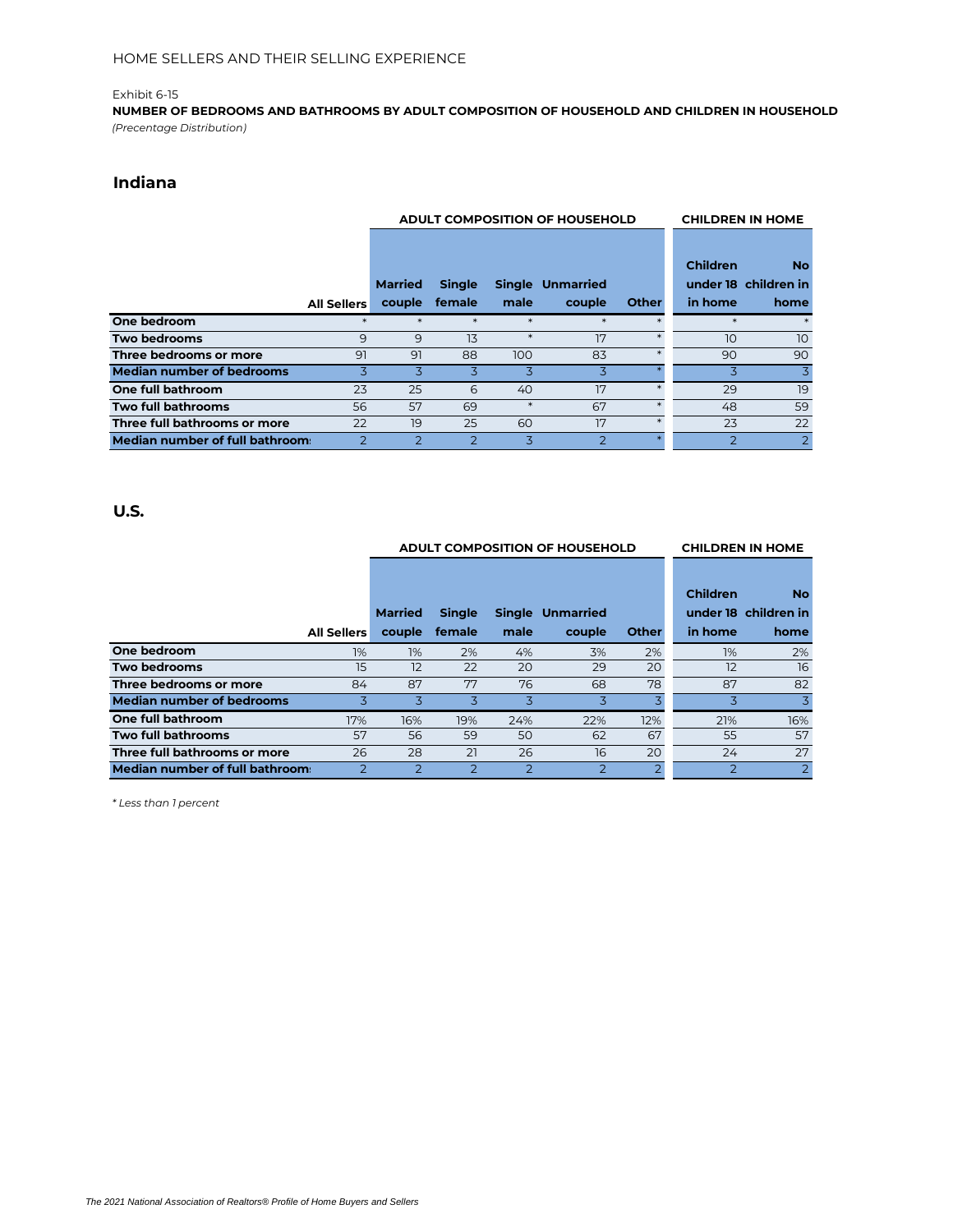HOME SELLERS AND THEIR SELLING EXPERIENCE

Exhibit 6-15

**NUMBER OF BEDROOMS AND BATHROOMS BY ADULT COMPOSITION OF HOUSEHOLD AND CHILDREN IN HOUSEHOLD**

*(Precentage Distribution)*

## Indiana

| | | ADULT COMPOSITION OF HOUSEHOLD | | | | | CHILDREN IN HOME | |
|---|---|---|---|---|---|---|---|---|
| | All Sellers | Married couple | Single female | Single male | Unmarried couple | Other | Children under 18 in home | No children in home |
| **One bedroom** | * | * | * | * | * | * | * | * |
| **Two bedrooms** | 9 | 9 | 13 | * | 17 | * | 10 | 10 |
| **Three bedrooms or more** | 91 | 91 | 88 | 100 | 83 | * | 90 | 90 |
| **Median number of bedrooms** | 3 | 3 | 3 | 3 | 3 | * | 3 | 3 |
| **One full bathroom** | 23 | 25 | 6 | 40 | 17 | * | 29 | 19 |
| **Two full bathrooms** | 56 | 57 | 69 | * | 67 | * | 48 | 59 |
| **Three full bathrooms or more** | 22 | 19 | 25 | 60 | 17 | * | 23 | 22 |
| **Median number of full bathrooms** | 2 | 2 | 2 | 3 | 2 | * | 2 | 2 |

## U.S.

| | | ADULT COMPOSITION OF HOUSEHOLD | | | | | CHILDREN IN HOME | |
|---|---|---|---|---|---|---|---|---|
| | All Sellers | Married couple | Single female | Single male | Unmarried couple | Other | Children under 18 in home | No children in home |
| **One bedroom** | 1% | 1% | 2% | 4% | 3% | 2% | 1% | 2% |
| **Two bedrooms** | 15 | 12 | 22 | 20 | 29 | 20 | 12 | 16 |
| **Three bedrooms or more** | 84 | 87 | 77 | 76 | 68 | 78 | 87 | 82 |
| **Median number of bedrooms** | 3 | 3 | 3 | 3 | 3 | 3 | 3 | 3 |
| **One full bathroom** | 17% | 16% | 19% | 24% | 22% | 12% | 21% | 16% |
| **Two full bathrooms** | 57 | 56 | 59 | 50 | 62 | 67 | 55 | 57 |
| **Three full bathrooms or more** | 26 | 28 | 21 | 26 | 16 | 20 | 24 | 27 |
| **Median number of full bathrooms** | 2 | 2 | 2 | 2 | 2 | 2 | 2 | 2 |

*\* Less than 1 percent*

*The 2021 National Association of Realtors® Profile of Home Buyers and Sellers*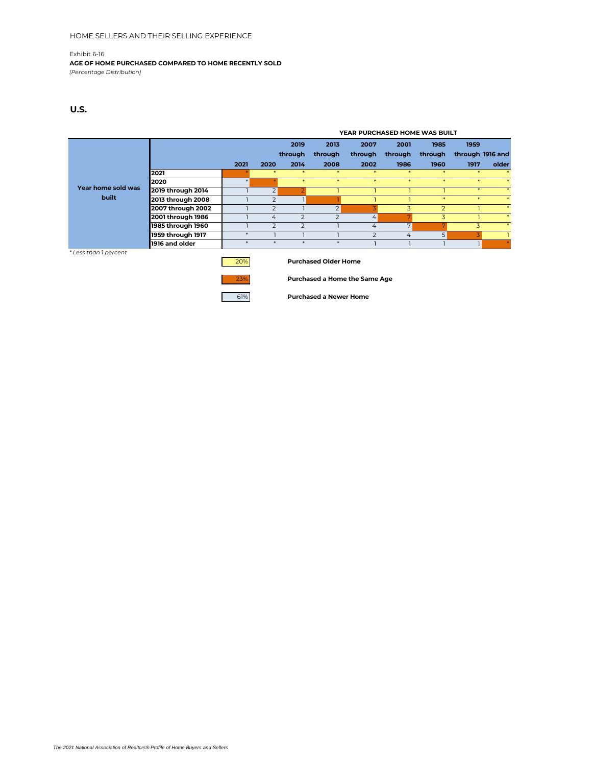HOME SELLERS AND THEIR SELLING EXPERIENCE

Exhibit 6-16

**AGE OF HOME PURCHASED COMPARED TO HOME RECENTLY SOLD**

*(Percentage Distribution)*

## U.S.

| Year home sold was built | YEAR PURCHASED HOME WAS BUILT | | | | | | | | |
|---|---|---|---|---|---|---|---|---|---|
| | 2021 | 2020 | 2019 through 2014 | 2013 through 2008 | 2007 through 2002 | 2001 through 1986 | 1985 through 1960 | 1959 through 1917 | 1916 and older |
| 2021 | * | * | * | * | * | * | * | * | * |
| 2020 | * | * | * | * | * | * | * | * | * |
| 2019 through 2014 | 1 | 2 | 2 | 1 | 1 | 1 | 1 | * | * |
| 2013 through 2008 | 1 | 2 | 1 | 1 | 1 | 1 | * | * | * |
| 2007 through 2002 | 1 | 2 | 1 | 2 | 3 | 3 | 2 | 1 | * |
| 2001 through 1986 | 1 | 4 | 2 | 2 | 4 | 7 | 3 | 1 | * |
| 1985 through 1960 | 1 | 2 | 2 | 1 | 4 | 7 | 7 | 3 | * |
| 1959 through 1917 | * | 1 | 1 | 1 | 2 | 4 | 5 | 3 | 1 |
| 1916 and older | * | * | * | * | 1 | 1 | 1 | 1 | * |

*\* Less than 1 percent*

| | |
|---|---|
| 20% | **Purchased Older Home** |
| 23% | **Purchased a Home the Same Age** |
| 61% | **Purchased a Newer Home** |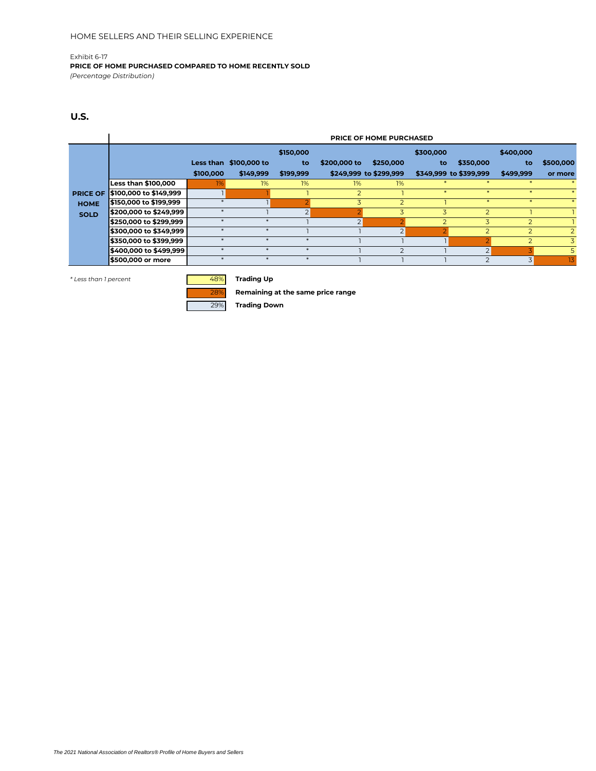HOME SELLERS AND THEIR SELLING EXPERIENCE

Exhibit 6-17

**PRICE OF HOME PURCHASED COMPARED TO HOME RECENTLY SOLD**

*(Percentage Distribution)*

## U.S.

| | | PRICE OF HOME PURCHASED | | | | | | | | |
|---|---|---|---|---|---|---|---|---|---|---|
| | | Less than $100,000 | $100,000 to $149,999 | $150,000 to $199,999 | $200,000 to $249,999 | $250,000 to $299,999 | $300,000 to $349,999 | $350,000 to $399,999 | $400,000 to $499,999 | $500,000 or more |
| **PRICE OF HOME SOLD** | **Less than $100,000** | 1% | 1% | 1% | 1% | 1% | * | * | * | * |
| | **$100,000 to $149,999** | 1 | 1 | 1 | 2 | 1 | * | * | * | * |
| | **$150,000 to $199,999** | * | 1 | 2 | 3 | 2 | 1 | * | * | * |
| | **$200,000 to $249,999** | * | 1 | 2 | 2 | 3 | 3 | 2 | 1 | 1 |
| | **$250,000 to $299,999** | * | * | 1 | 2 | 2 | 2 | 3 | 2 | 1 |
| | **$300,000 to $349,999** | * | * | 1 | 1 | 2 | 2 | 2 | 2 | 2 |
| | **$350,000 to $399,999** | * | * | * | 1 | 1 | 1 | 2 | 2 | 3 |
| | **$400,000 to $499,999** | * | * | * | 1 | 2 | 1 | 2 | 3 | 5 |
| | **$500,000 or more** | * | * | * | 1 | 1 | 1 | 2 | 3 | 13 |

*\* Less than 1 percent*

| | |
|---|---|
| 48% | **Trading Up** |
| 28% | **Remaining at the same price range** |
| 29% | **Trading Down** |

*The 2021 National Association of Realtors® Profile of Home Buyers and Sellers*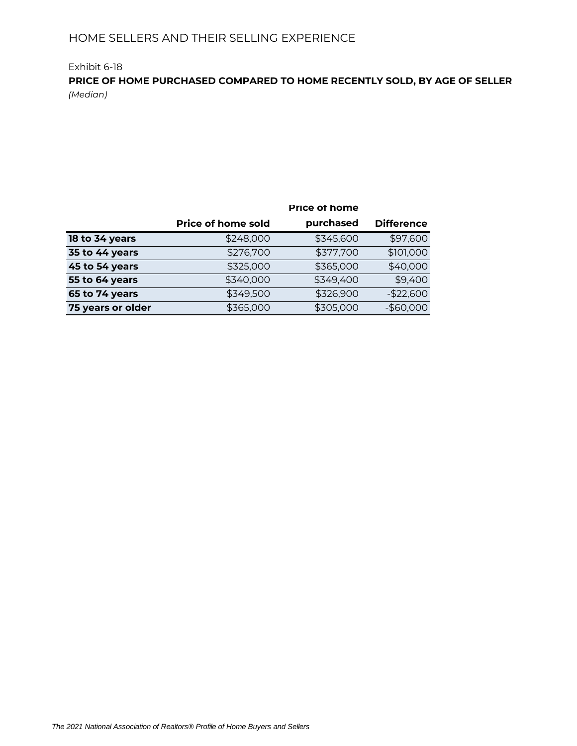HOME SELLERS AND THEIR SELLING EXPERIENCE

Exhibit 6-18

**PRICE OF HOME PURCHASED COMPARED TO HOME RECENTLY SOLD, BY AGE OF SELLER**

*(Median)*

| | Price of home sold | Price of home purchased | Difference |
|---|---|---|---|
| **18 to 34 years** | $248,000 | $345,600 | $97,600 |
| **35 to 44 years** | $276,700 | $377,700 | $101,000 |
| **45 to 54 years** | $325,000 | $365,000 | $40,000 |
| **55 to 64 years** | $340,000 | $349,400 | $9,400 |
| **65 to 74 years** | $349,500 | $326,900 | -$22,600 |
| **75 years or older** | $365,000 | $305,000 | -$60,000 |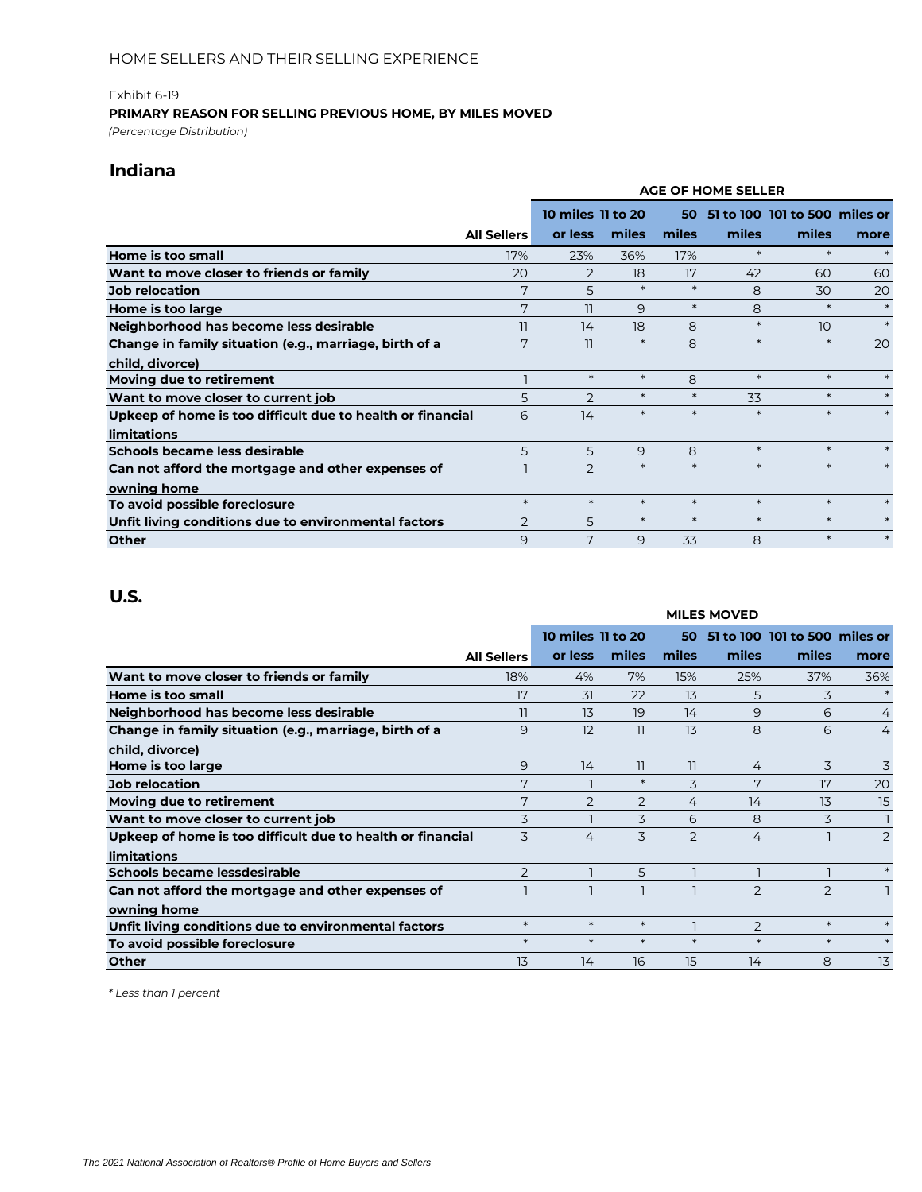HOME SELLERS AND THEIR SELLING EXPERIENCE

Exhibit 6-19

**PRIMARY REASON FOR SELLING PREVIOUS HOME, BY MILES MOVED**

*(Percentage Distribution)*

## Indiana

| | | AGE OF HOME SELLER | | | | | |
|---|---|---|---|---|---|---|---|
| | All Sellers | 10 miles or less | 11 to 20 miles | 50 miles | 51 to 100 miles | 101 to 500 miles | miles or more |
| **Home is too small** | 17% | 23% | 36% | 17% | * | * | * |
| **Want to move closer to friends or family** | 20 | 2 | 18 | 17 | 42 | 60 | 60 |
| **Job relocation** | 7 | 5 | * | * | 8 | 30 | 20 |
| **Home is too large** | 7 | 11 | 9 | * | 8 | * | * |
| **Neighborhood has become less desirable** | 11 | 14 | 18 | 8 | * | 10 | * |
| **Change in family situation (e.g., marriage, birth of a child, divorce)** | 7 | 11 | * | 8 | * | * | 20 |
| **Moving due to retirement** | 1 | * | * | 8 | * | * | * |
| **Want to move closer to current job** | 5 | 2 | * | * | 33 | * | * |
| **Upkeep of home is too difficult due to health or financial limitations** | 6 | 14 | * | * | * | * | * |
| **Schools became less desirable** | 5 | 5 | 9 | 8 | * | * | * |
| **Can not afford the mortgage and other expenses of owning home** | 1 | 2 | * | * | * | * | * |
| **To avoid possible foreclosure** | * | * | * | * | * | * | * |
| **Unfit living conditions due to environmental factors** | 2 | 5 | * | * | * | * | * |
| **Other** | 9 | 7 | 9 | 33 | 8 | * | * |

## U.S.

| | | MILES MOVED | | | | | |
|---|---|---|---|---|---|---|---|
| | All Sellers | 10 miles or less | 11 to 20 miles | 50 miles | 51 to 100 miles | 101 to 500 miles | miles or more |
| **Want to move closer to friends or family** | 18% | 4% | 7% | 15% | 25% | 37% | 36% |
| **Home is too small** | 17 | 31 | 22 | 13 | 5 | 3 | * |
| **Neighborhood has become less desirable** | 11 | 13 | 19 | 14 | 9 | 6 | 4 |
| **Change in family situation (e.g., marriage, birth of a child, divorce)** | 9 | 12 | 11 | 13 | 8 | 6 | 4 |
| **Home is too large** | 9 | 14 | 11 | 11 | 4 | 3 | 3 |
| **Job relocation** | 7 | 1 | * | 3 | 7 | 17 | 20 |
| **Moving due to retirement** | 7 | 2 | 2 | 4 | 14 | 13 | 15 |
| **Want to move closer to current job** | 3 | 1 | 3 | 6 | 8 | 3 | 1 |
| **Upkeep of home is too difficult due to health or financial limitations** | 3 | 4 | 3 | 2 | 4 | 1 | 2 |
| **Schools became lessdesirable** | 2 | 1 | 5 | 1 | 1 | 1 | * |
| **Can not afford the mortgage and other expenses of owning home** | 1 | 1 | 1 | 1 | 2 | 2 | 1 |
| **Unfit living conditions due to environmental factors** | * | * | * | 1 | 2 | * | * |
| **To avoid possible foreclosure** | * | * | * | * | * | * | * |
| **Other** | 13 | 14 | 16 | 15 | 14 | 8 | 13 |

*\* Less than 1 percent*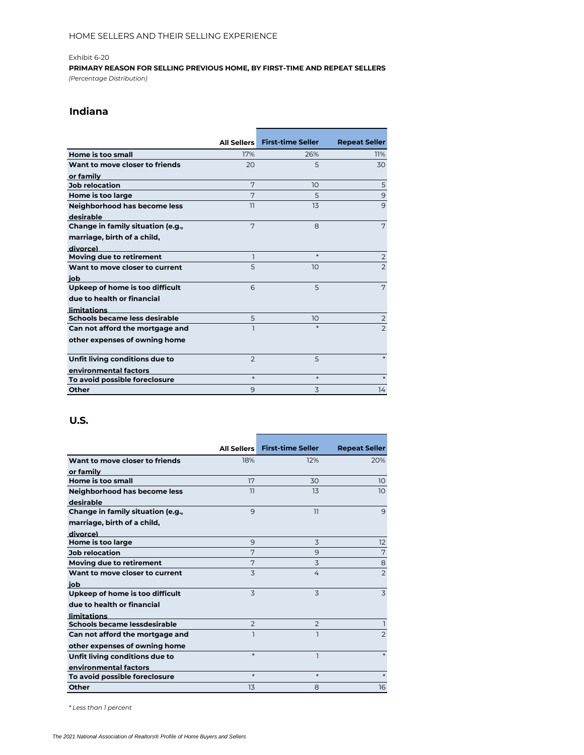HOME SELLERS AND THEIR SELLING EXPERIENCE

Exhibit 6-20

**PRIMARY REASON FOR SELLING PREVIOUS HOME, BY FIRST-TIME AND REPEAT SELLERS**

*(Percentage Distribution)*

## Indiana

| | All Sellers | First-time Seller | Repeat Seller |
|---|---|---|---|
| **Home is too small** | 17% | 26% | 11% |
| **Want to move closer to friends or family** | 20 | 5 | 30 |
| **Job relocation** | 7 | 10 | 5 |
| **Home is too large** | 7 | 5 | 9 |
| **Neighborhood has become less desirable** | 11 | 13 | 9 |
| **Change in family situation (e.g., marriage, birth of a child, divorce)** | 7 | 8 | 7 |
| **Moving due to retirement** | 1 | * | 2 |
| **Want to move closer to current job** | 5 | 10 | 2 |
| **Upkeep of home is too difficult due to health or financial limitations** | 6 | 5 | 7 |
| **Schools became less desirable** | 5 | 10 | 2 |
| **Can not afford the mortgage and other expenses of owning home** | 1 | * | 2 |
| **Unfit living conditions due to environmental factors** | 2 | 5 | * |
| **To avoid possible foreclosure** | * | * | * |
| **Other** | 9 | 3 | 14 |

## U.S.

| | All Sellers | First-time Seller | Repeat Seller |
|---|---|---|---|
| **Want to move closer to friends or family** | 18% | 12% | 20% |
| **Home is too small** | 17 | 30 | 10 |
| **Neighborhood has become less desirable** | 11 | 13 | 10 |
| **Change in family situation (e.g., marriage, birth of a child, divorce)** | 9 | 11 | 9 |
| **Home is too large** | 9 | 3 | 12 |
| **Job relocation** | 7 | 9 | 7 |
| **Moving due to retirement** | 7 | 3 | 8 |
| **Want to move closer to current job** | 3 | 4 | 2 |
| **Upkeep of home is too difficult due to health or financial limitations** | 3 | 3 | 3 |
| **Schools became lessdesirable** | 2 | 2 | 1 |
| **Can not afford the mortgage and other expenses of owning home** | 1 | 1 | 2 |
| **Unfit living conditions due to environmental factors** | * | 1 | * |
| **To avoid possible foreclosure** | * | * | * |
| **Other** | 13 | 8 | 16 |

*\* Less than 1 percent*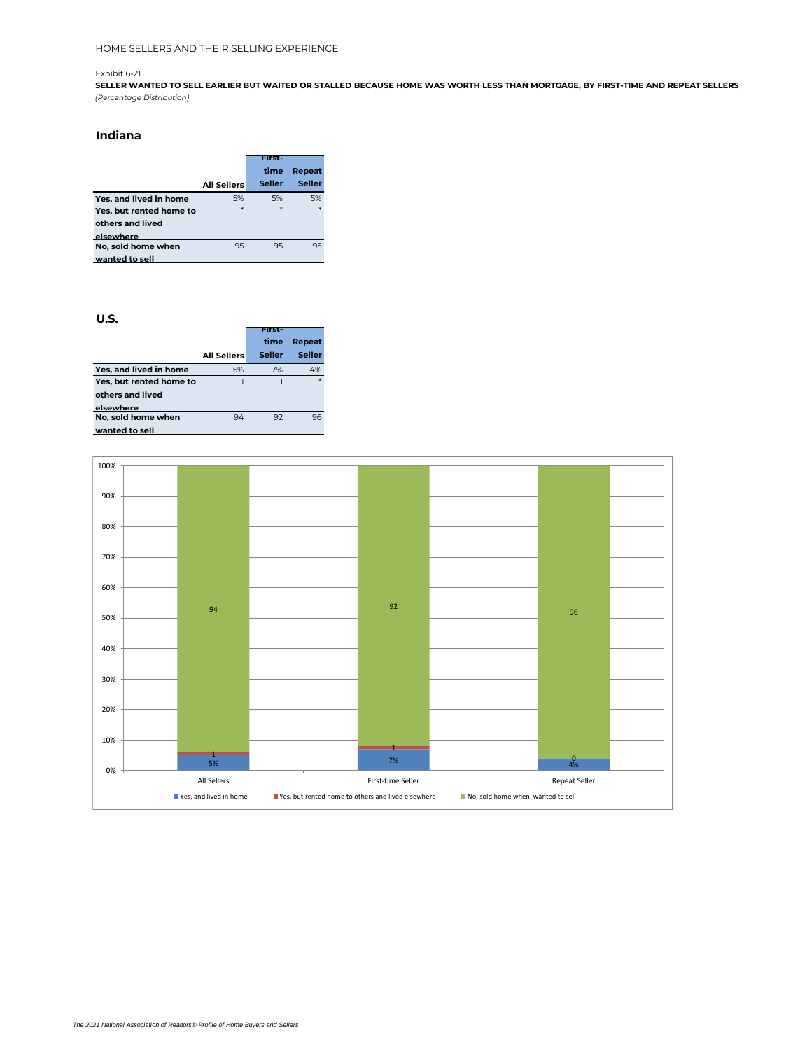Exhibit 6-21

**SELLER WANTED TO SELL EARLIER BUT WAITED OR STALLED BECAUSE HOME WAS WORTH LESS THAN MORTGAGE, BY FIRST-TIME AND REPEAT SELLERS**

*(Percentage Distribution)*

## Indiana

| | All Sellers | First-time Seller | Repeat Seller |
|---|---|---|---|
| **Yes, and lived in home** | 5% | 5% | 5% |
| **Yes, but rented home to others and lived elsewhere** | * | * | * |
| **No, sold home when wanted to sell** | 95 | 95 | 95 |

## U.S.

| | All Sellers | First-time Seller | Repeat Seller |
|---|---|---|---|
| **Yes, and lived in home** | 5% | 7% | 4% |
| **Yes, but rented home to others and lived elsewhere** | 1 | 1 | * |
| **No, sold home when wanted to sell** | 94 | 92 | 96 |

| | All Sellers | First-time Seller | Repeat Seller |
|---|---|---|---|
| Yes, and lived in home | 5% | 7% | 4% |
| Yes, but rented home to others and lived elsewhere | 1 | 1 | 0 |
| No, sold home when wanted to sell | 94 | 92 | 96 |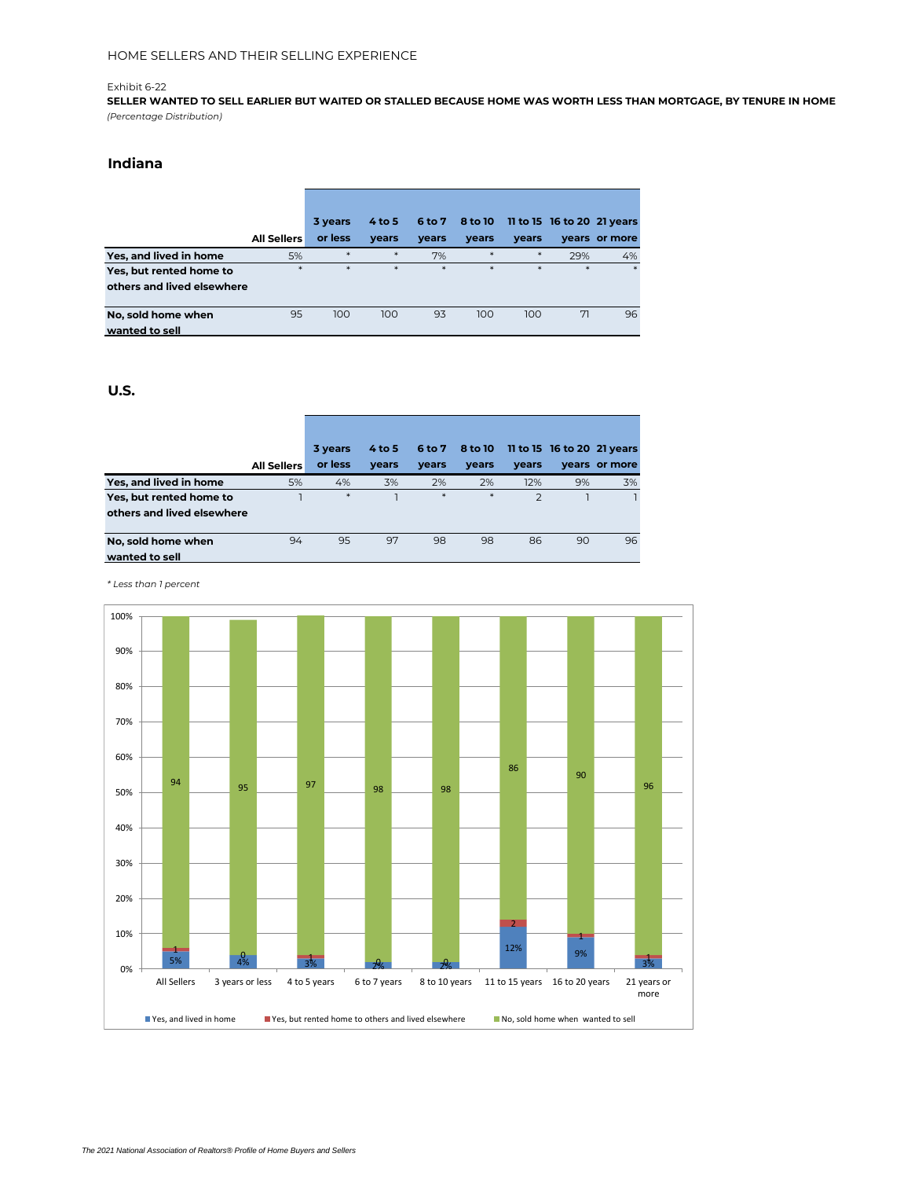HOME SELLERS AND THEIR SELLING EXPERIENCE

Exhibit 6-22

**SELLER WANTED TO SELL EARLIER BUT WAITED OR STALLED BECAUSE HOME WAS WORTH LESS THAN MORTGAGE, BY TENURE IN HOME**

*(Percentage Distribution)*

## Indiana

| | All Sellers | 3 years or less | 4 to 5 years | 6 to 7 years | 8 to 10 years | 11 to 15 years | 16 to 20 years | 21 years or more |
|---|---|---|---|---|---|---|---|---|
| **Yes, and lived in home** | 5% | * | * | 7% | * | * | 29% | 4% |
| **Yes, but rented home to others and lived elsewhere** | * | * | * | * | * | * | * | * |
| **No, sold home when wanted to sell** | 95 | 100 | 100 | 93 | 100 | 100 | 71 | 96 |

## U.S.

| | All Sellers | 3 years or less | 4 to 5 years | 6 to 7 years | 8 to 10 years | 11 to 15 years | 16 to 20 years | 21 years or more |
|---|---|---|---|---|---|---|---|---|
| **Yes, and lived in home** | 5% | 4% | 3% | 2% | 2% | 12% | 9% | 3% |
| **Yes, but rented home to others and lived elsewhere** | 1 | * | 1 | * | * | 2 | 1 | 1 |
| **No, sold home when wanted to sell** | 94 | 95 | 97 | 98 | 98 | 86 | 90 | 96 |

*\* Less than 1 percent*

| | All Sellers | 3 years or less | 4 to 5 years | 6 to 7 years | 8 to 10 years | 11 to 15 years | 16 to 20 years | 21 years or more |
|---|---|---|---|---|---|---|---|---|
| Yes, and lived in home | 5% | 4% | 3% | 2% | 2% | 12% | 9% | 3% |
| Yes, but rented home to others and lived elsewhere | 1 | 0 | 1 | 0 | 0 | 2 | 1 | 1 |
| No, sold home when wanted to sell | 94 | 95 | 97 | 98 | 98 | 86 | 90 | 96 |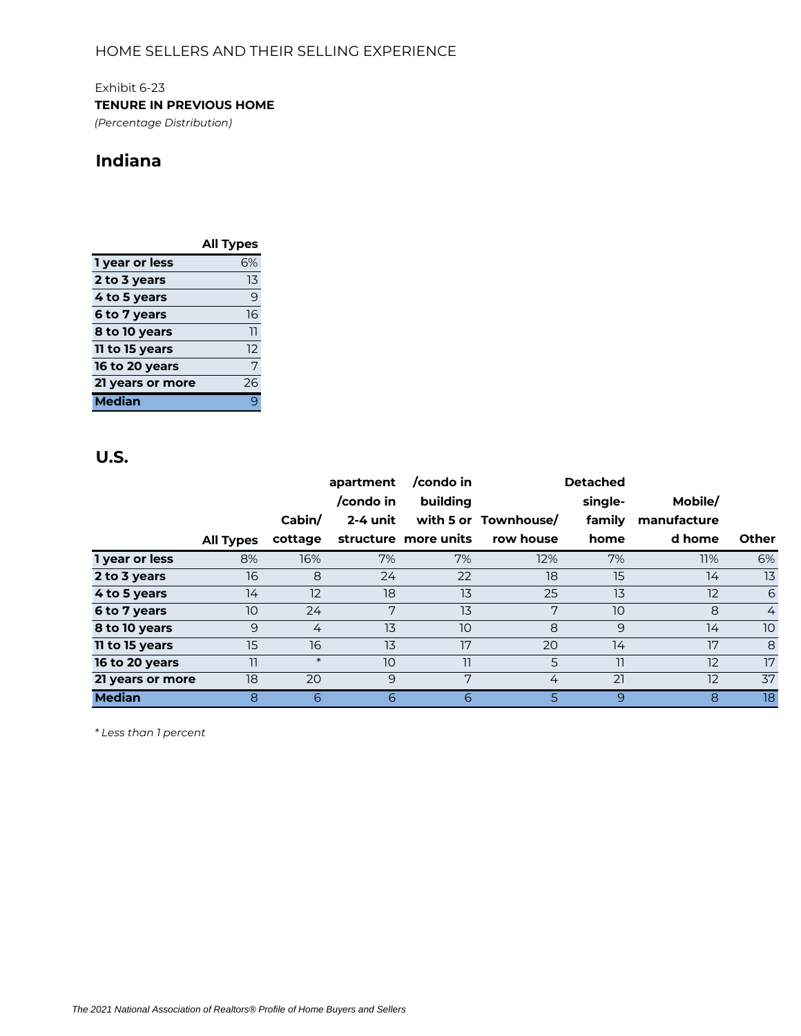HOME SELLERS AND THEIR SELLING EXPERIENCE

Exhibit 6-23

**TENURE IN PREVIOUS HOME**

*(Percentage Distribution)*

## Indiana

| | All Types |
|---|---|
| **1 year or less** | 6% |
| **2 to 3 years** | 13 |
| **4 to 5 years** | 9 |
| **6 to 7 years** | 16 |
| **8 to 10 years** | 11 |
| **11 to 15 years** | 12 |
| **16 to 20 years** | 7 |
| **21 years or more** | 26 |
| **Median** | 9 |

## U.S.

| | All Types | Cabin/ cottage | apartment /condo in 2-4 unit structure | /condo in building with 5 or more units | Townhouse/ row house | Detached single-family home | Mobile/ manufactured home | Other |
|---|---|---|---|---|---|---|---|---|
| **1 year or less** | 8% | 16% | 7% | 7% | 12% | 7% | 11% | 6% |
| **2 to 3 years** | 16 | 8 | 24 | 22 | 18 | 15 | 14 | 13 |
| **4 to 5 years** | 14 | 12 | 18 | 13 | 25 | 13 | 12 | 6 |
| **6 to 7 years** | 10 | 24 | 7 | 13 | 7 | 10 | 8 | 4 |
| **8 to 10 years** | 9 | 4 | 13 | 10 | 8 | 9 | 14 | 10 |
| **11 to 15 years** | 15 | 16 | 13 | 17 | 20 | 14 | 17 | 8 |
| **16 to 20 years** | 11 | * | 10 | 11 | 5 | 11 | 12 | 17 |
| **21 years or more** | 18 | 20 | 9 | 7 | 4 | 21 | 12 | 37 |
| **Median** | 8 | 6 | 6 | 6 | 5 | 9 | 8 | 18 |

*\* Less than 1 percent*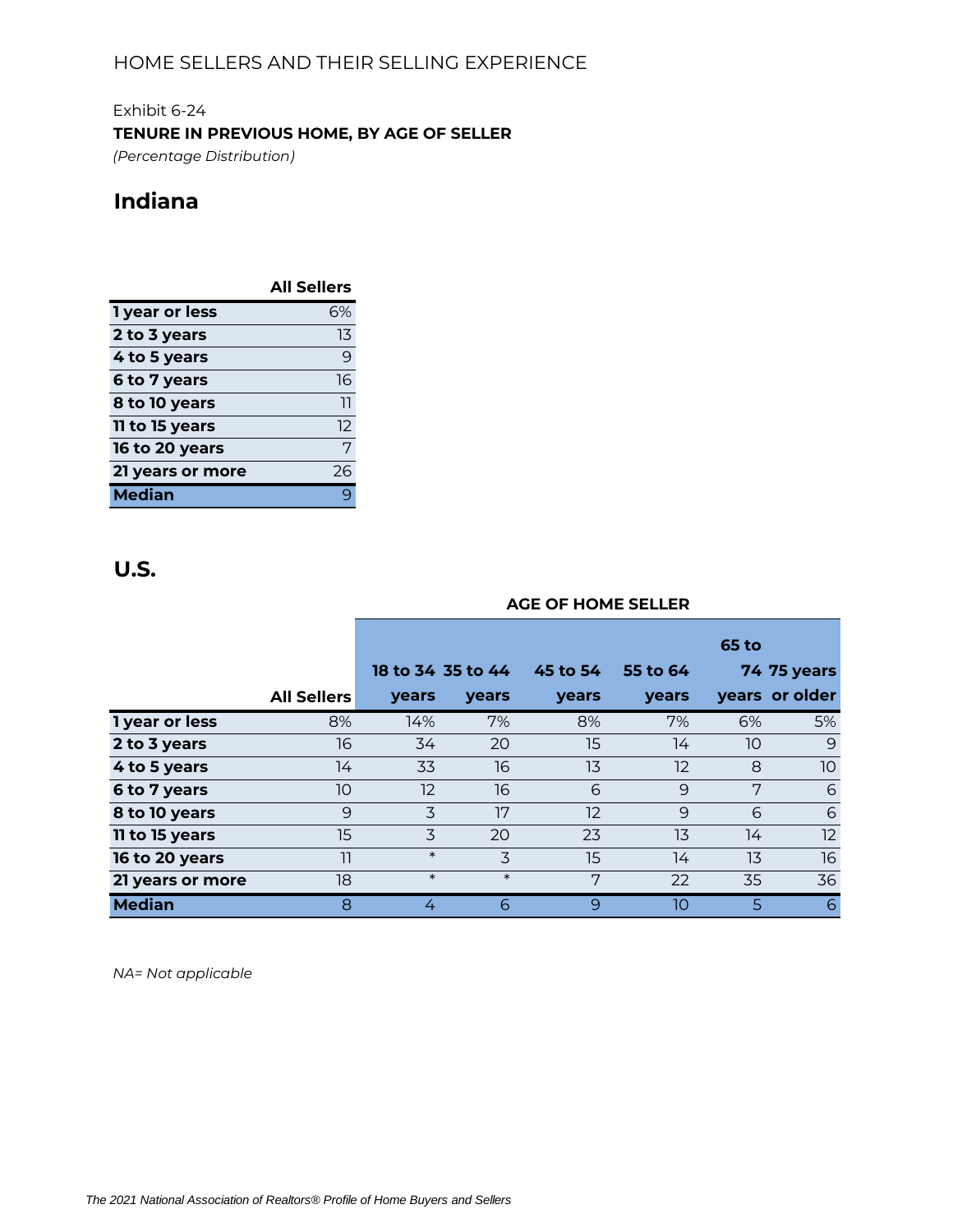HOME SELLERS AND THEIR SELLING EXPERIENCE

Exhibit 6-24

**TENURE IN PREVIOUS HOME, BY AGE OF SELLER**

*(Percentage Distribution)*

## Indiana

| | All Sellers |
|---|---|
| **1 year or less** | 6% |
| **2 to 3 years** | 13 |
| **4 to 5 years** | 9 |
| **6 to 7 years** | 16 |
| **8 to 10 years** | 11 |
| **11 to 15 years** | 12 |
| **16 to 20 years** | 7 |
| **21 years or more** | 26 |
| **Median** | 9 |

## U.S.

| | | AGE OF HOME SELLER | | | | | |
|---|---|---|---|---|---|---|---|
| | **All Sellers** | **18 to 34 years** | **35 to 44 years** | **45 to 54 years** | **55 to 64 years** | **65 to 74 years** | **75 years or older** |
| **1 year or less** | 8% | 14% | 7% | 8% | 7% | 6% | 5% |
| **2 to 3 years** | 16 | 34 | 20 | 15 | 14 | 10 | 9 |
| **4 to 5 years** | 14 | 33 | 16 | 13 | 12 | 8 | 10 |
| **6 to 7 years** | 10 | 12 | 16 | 6 | 9 | 7 | 6 |
| **8 to 10 years** | 9 | 3 | 17 | 12 | 9 | 6 | 6 |
| **11 to 15 years** | 15 | 3 | 20 | 23 | 13 | 14 | 12 |
| **16 to 20 years** | 11 | * | 3 | 15 | 14 | 13 | 16 |
| **21 years or more** | 18 | * | * | 7 | 22 | 35 | 36 |
| **Median** | 8 | 4 | 6 | 9 | 10 | 5 | 6 |

*NA= Not applicable*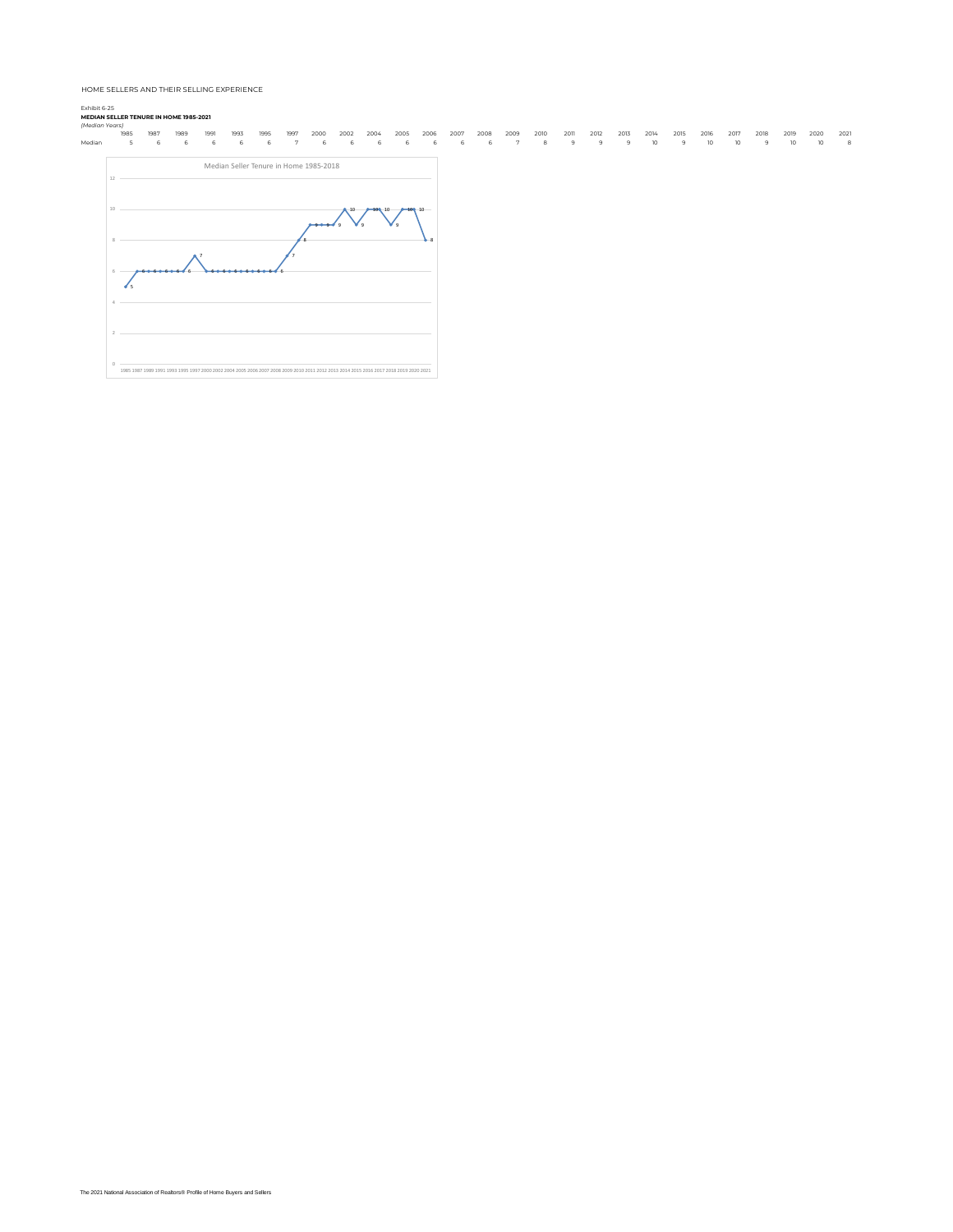HOME SELLERS AND THEIR SELLING EXPERIENCE

Exhibit 6-25

**MEDIAN SELLER TENURE IN HOME 1985-2021**

*(Median Years)*

| | 1985 | 1987 | 1989 | 1991 | 1993 | 1995 | 1997 | 2000 | 2002 | 2004 | 2005 | 2006 | 2007 | 2008 | 2009 | 2010 | 2011 | 2012 | 2013 | 2014 | 2015 | 2016 | 2017 | 2018 | 2019 | 2020 | 2021 |
|---|---|---|---|---|---|---|---|---|---|---|---|---|---|---|---|---|---|---|---|---|---|---|---|---|---|---|---|
| Median | 5 | 6 | 6 | 6 | 6 | 6 | 7 | 6 | 6 | 6 | 6 | 6 | 6 | 6 | 7 | 8 | 9 | 9 | 9 | 10 | 9 | 10 | 10 | 9 | 10 | 10 | 8 |

Median Seller Tenure in Home 1985-2018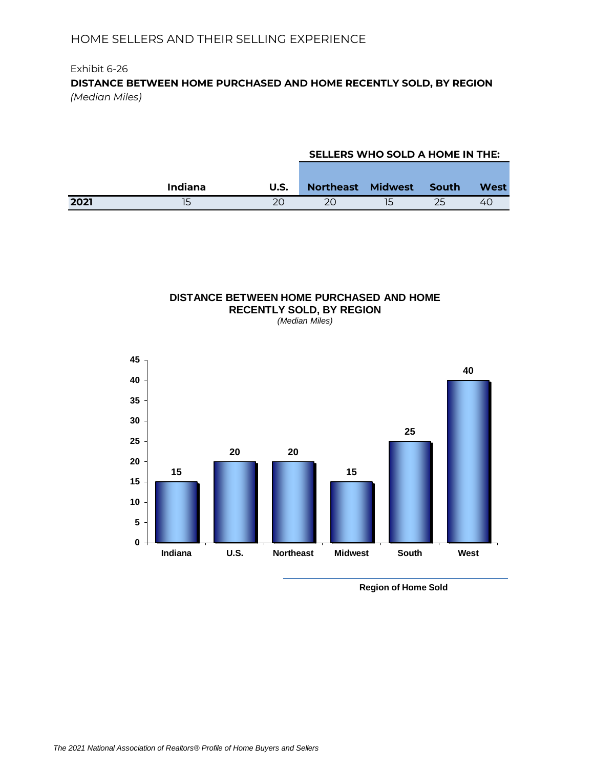HOME SELLERS AND THEIR SELLING EXPERIENCE

Exhibit 6-26

**DISTANCE BETWEEN HOME PURCHASED AND HOME RECENTLY SOLD, BY REGION**

*(Median Miles)*

| | Indiana | U.S. | SELLERS WHO SOLD A HOME IN THE: Northeast | Midwest | South | West |
|---|---|---|---|---|---|---|
| **2021** | 15 | 20 | 20 | 15 | 25 | 40 |

**DISTANCE BETWEEN HOME PURCHASED AND HOME RECENTLY SOLD, BY REGION**

*(Median Miles)*

| Indiana | U.S. | Northeast | Midwest | South | West |
|---|---|---|---|---|---|
| 15 | 20 | 20 | 15 | 25 | 40 |

Region of Home Sold

*The 2021 National Association of Realtors® Profile of Home Buyers and Sellers*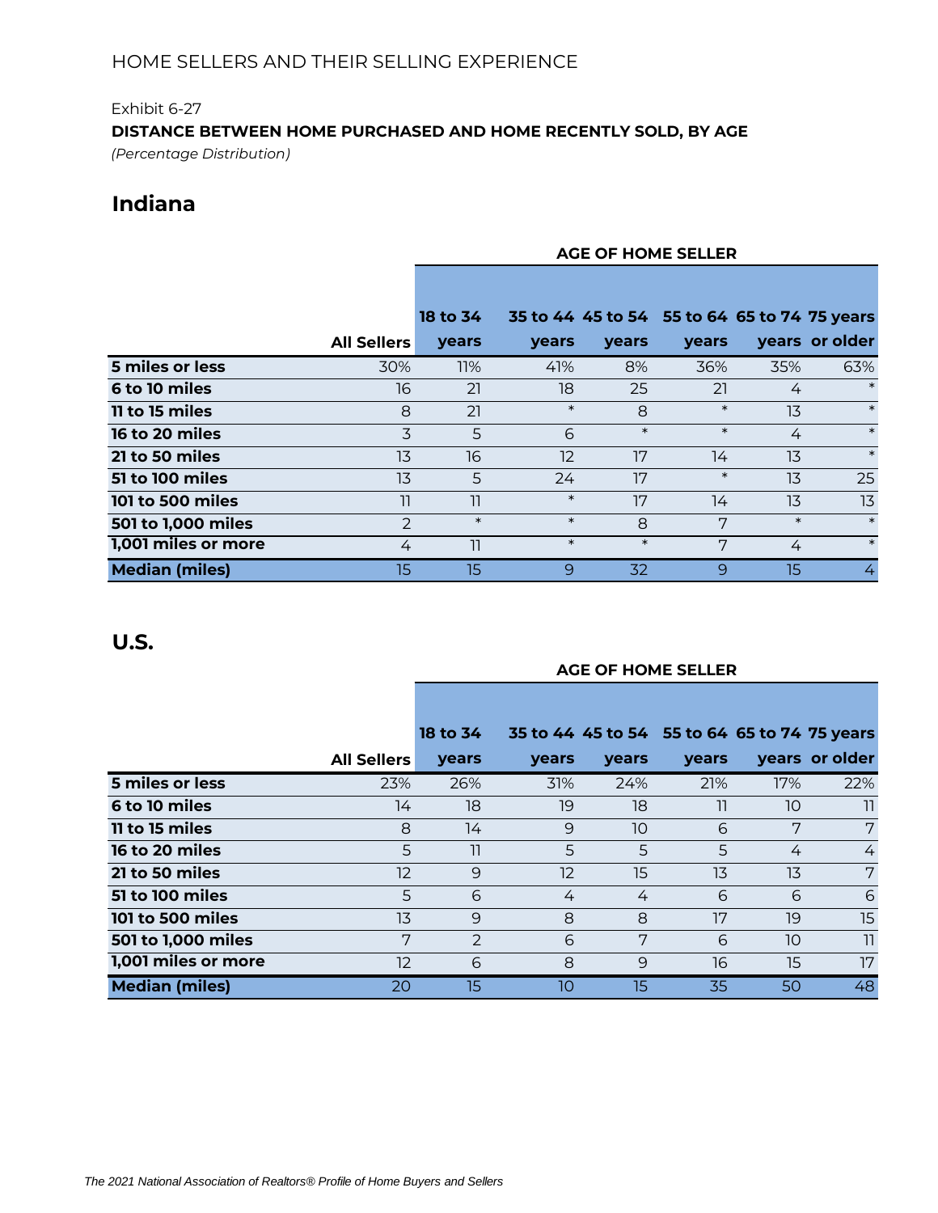HOME SELLERS AND THEIR SELLING EXPERIENCE

Exhibit 6-27

**DISTANCE BETWEEN HOME PURCHASED AND HOME RECENTLY SOLD, BY AGE**

*(Percentage Distribution)*

## Indiana

| | | AGE OF HOME SELLER | | | | | |
|---|---|---|---|---|---|---|---|
| | All Sellers | 18 to 34 years | 35 to 44 years | 45 to 54 years | 55 to 64 years | 65 to 74 years | 75 years or older |
| **5 miles or less** | 30% | 11% | 41% | 8% | 36% | 35% | 63% |
| **6 to 10 miles** | 16 | 21 | 18 | 25 | 21 | 4 | * |
| **11 to 15 miles** | 8 | 21 | * | 8 | * | 13 | * |
| **16 to 20 miles** | 3 | 5 | 6 | * | * | 4 | * |
| **21 to 50 miles** | 13 | 16 | 12 | 17 | 14 | 13 | * |
| **51 to 100 miles** | 13 | 5 | 24 | 17 | * | 13 | 25 |
| **101 to 500 miles** | 11 | 11 | * | 17 | 14 | 13 | 13 |
| **501 to 1,000 miles** | 2 | * | * | 8 | 7 | * | * |
| **1,001 miles or more** | 4 | 11 | * | * | 7 | 4 | * |
| **Median (miles)** | 15 | 15 | 9 | 32 | 9 | 15 | 4 |

## U.S.

| | | AGE OF HOME SELLER | | | | | |
|---|---|---|---|---|---|---|---|
| | All Sellers | 18 to 34 years | 35 to 44 years | 45 to 54 years | 55 to 64 years | 65 to 74 years | 75 years or older |
| **5 miles or less** | 23% | 26% | 31% | 24% | 21% | 17% | 22% |
| **6 to 10 miles** | 14 | 18 | 19 | 18 | 11 | 10 | 11 |
| **11 to 15 miles** | 8 | 14 | 9 | 10 | 6 | 7 | 7 |
| **16 to 20 miles** | 5 | 11 | 5 | 5 | 5 | 4 | 4 |
| **21 to 50 miles** | 12 | 9 | 12 | 15 | 13 | 13 | 7 |
| **51 to 100 miles** | 5 | 6 | 4 | 4 | 6 | 6 | 6 |
| **101 to 500 miles** | 13 | 9 | 8 | 8 | 17 | 19 | 15 |
| **501 to 1,000 miles** | 7 | 2 | 6 | 7 | 6 | 10 | 11 |
| **1,001 miles or more** | 12 | 6 | 8 | 9 | 16 | 15 | 17 |
| **Median (miles)** | 20 | 15 | 10 | 15 | 35 | 50 | 48 |

*The 2021 National Association of Realtors® Profile of Home Buyers and Sellers*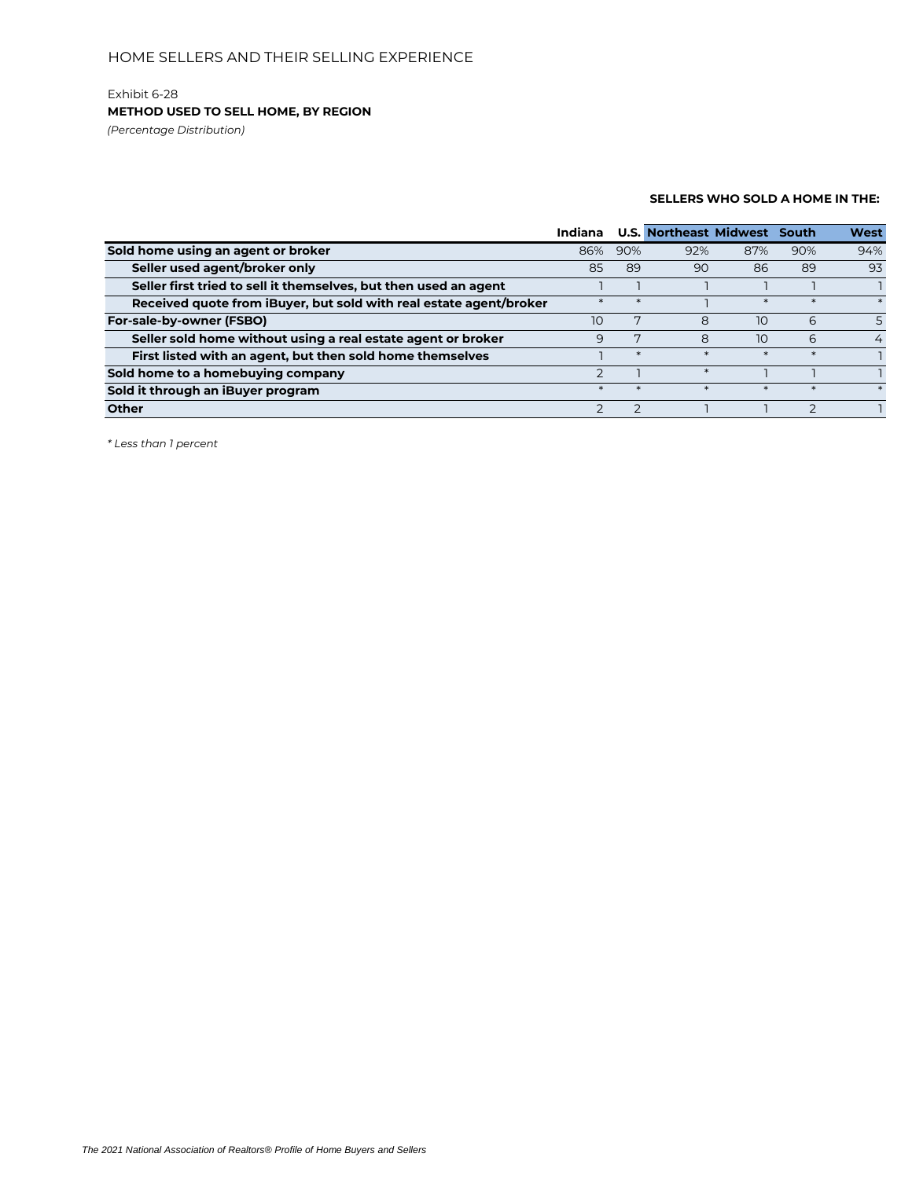HOME SELLERS AND THEIR SELLING EXPERIENCE

Exhibit 6-28

**METHOD USED TO SELL HOME, BY REGION**

*(Percentage Distribution)*

| | | | SELLERS WHO SOLD A HOME IN THE: | | | |
|---|---|---|---|---|---|---|
| | Indiana | U.S. | Northeast | Midwest | South | West |
| **Sold home using an agent or broker** | 86% | 90% | 92% | 87% | 90% | 94% |
| **Seller used agent/broker only** | 85 | 89 | 90 | 86 | 89 | 93 |
| **Seller first tried to sell it themselves, but then used an agent** | 1 | 1 | 1 | 1 | 1 | 1 |
| **Received quote from iBuyer, but sold with real estate agent/broker** | * | * | 1 | * | * | * |
| **For-sale-by-owner (FSBO)** | 10 | 7 | 8 | 10 | 6 | 5 |
| **Seller sold home without using a real estate agent or broker** | 9 | 7 | 8 | 10 | 6 | 4 |
| **First listed with an agent, but then sold home themselves** | 1 | * | * | * | * | 1 |
| **Sold home to a homebuying company** | 2 | 1 | * | 1 | 1 | 1 |
| **Sold it through an iBuyer program** | * | * | * | * | * | * |
| **Other** | 2 | 2 | 1 | 1 | 2 | 1 |

*\* Less than 1 percent*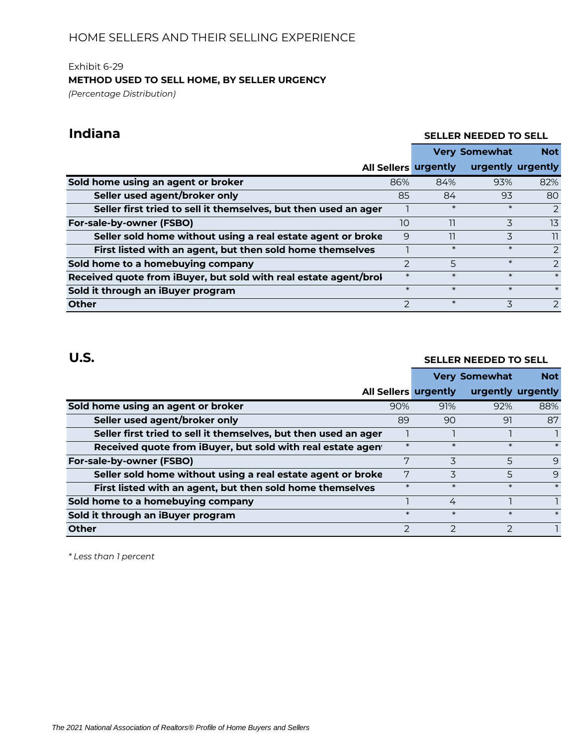HOME SELLERS AND THEIR SELLING EXPERIENCE

Exhibit 6-29

**METHOD USED TO SELL HOME, BY SELLER URGENCY**

*(Percentage Distribution)*

## Indiana

| | | SELLER NEEDED TO SELL | | |
|---|---|---|---|---|
| | All Sellers | Very urgently | Somewhat urgently | Not urgently |
| **Sold home using an agent or broker** | 86% | 84% | 93% | 82% |
| **Seller used agent/broker only** | 85 | 84 | 93 | 80 |
| **Seller first tried to sell it themselves, but then used an ager** | 1 | * | * | 2 |
| **For-sale-by-owner (FSBO)** | 10 | 11 | 3 | 13 |
| **Seller sold home without using a real estate agent or broke** | 9 | 11 | 3 | 11 |
| **First listed with an agent, but then sold home themselves** | 1 | * | * | 2 |
| **Sold home to a homebuying company** | 2 | 5 | * | 2 |
| **Received quote from iBuyer, but sold with real estate agent/brol** | * | * | * | * |
| **Sold it through an iBuyer program** | * | * | * | * |
| **Other** | 2 | * | 3 | 2 |

## U.S.

| | | SELLER NEEDED TO SELL | | |
|---|---|---|---|---|
| | All Sellers | Very urgently | Somewhat urgently | Not urgently |
| **Sold home using an agent or broker** | 90% | 91% | 92% | 88% |
| **Seller used agent/broker only** | 89 | 90 | 91 | 87 |
| **Seller first tried to sell it themselves, but then used an ager** | 1 | 1 | 1 | 1 |
| **Received quote from iBuyer, but sold with real estate agen** | * | * | * | * |
| **For-sale-by-owner (FSBO)** | 7 | 3 | 5 | 9 |
| **Seller sold home without using a real estate agent or broke** | 7 | 3 | 5 | 9 |
| **First listed with an agent, but then sold home themselves** | * | * | * | * |
| **Sold home to a homebuying company** | 1 | 4 | 1 | 1 |
| **Sold it through an iBuyer program** | * | * | * | * |
| **Other** | 2 | 2 | 2 | 1 |

*\* Less than 1 percent*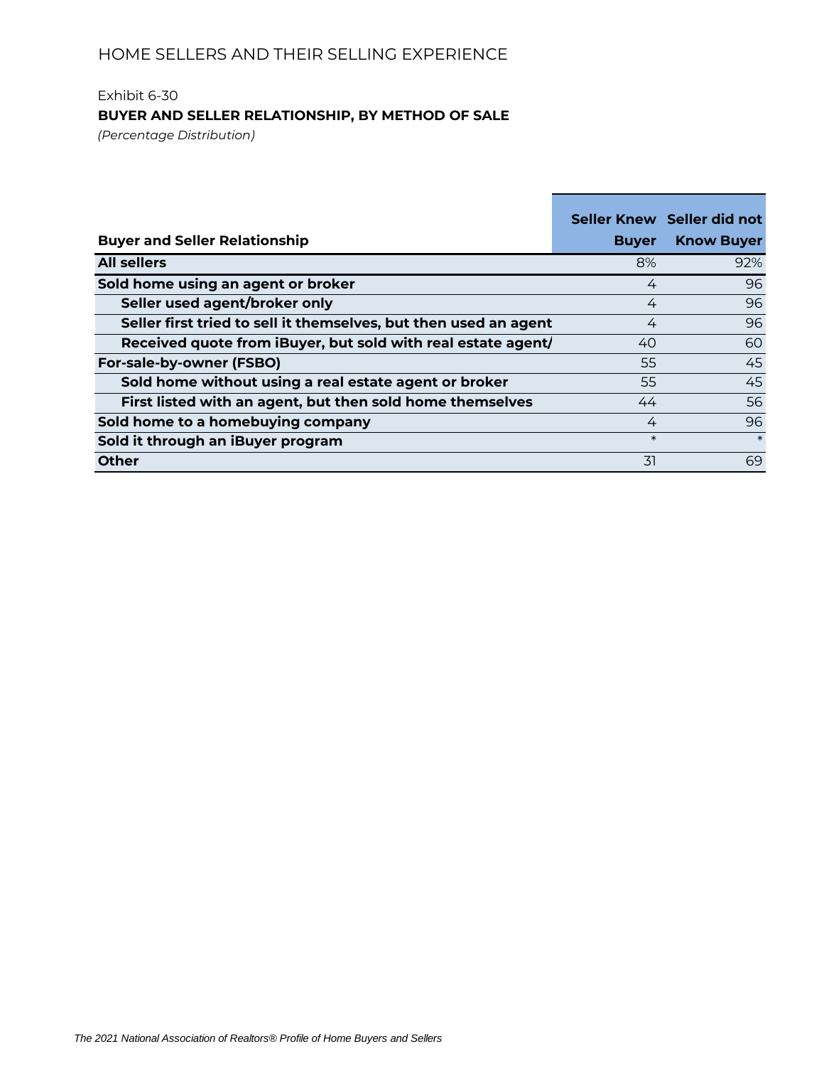HOME SELLERS AND THEIR SELLING EXPERIENCE

Exhibit 6-30

**BUYER AND SELLER RELATIONSHIP, BY METHOD OF SALE**

*(Percentage Distribution)*

| Buyer and Seller Relationship | Seller Knew Buyer | Seller did not Know Buyer |
|---|---|---|
| **All sellers** | 8% | 92% |
| **Sold home using an agent or broker** | 4 | 96 |
| **Seller used agent/broker only** | 4 | 96 |
| **Seller first tried to sell it themselves, but then used an agent** | 4 | 96 |
| **Received quote from iBuyer, but sold with real estate agent/** | 40 | 60 |
| **For-sale-by-owner (FSBO)** | 55 | 45 |
| **Sold home without using a real estate agent or broker** | 55 | 45 |
| **First listed with an agent, but then sold home themselves** | 44 | 56 |
| **Sold home to a homebuying company** | 4 | 96 |
| **Sold it through an iBuyer program** | * | * |
| **Other** | 31 | 69 |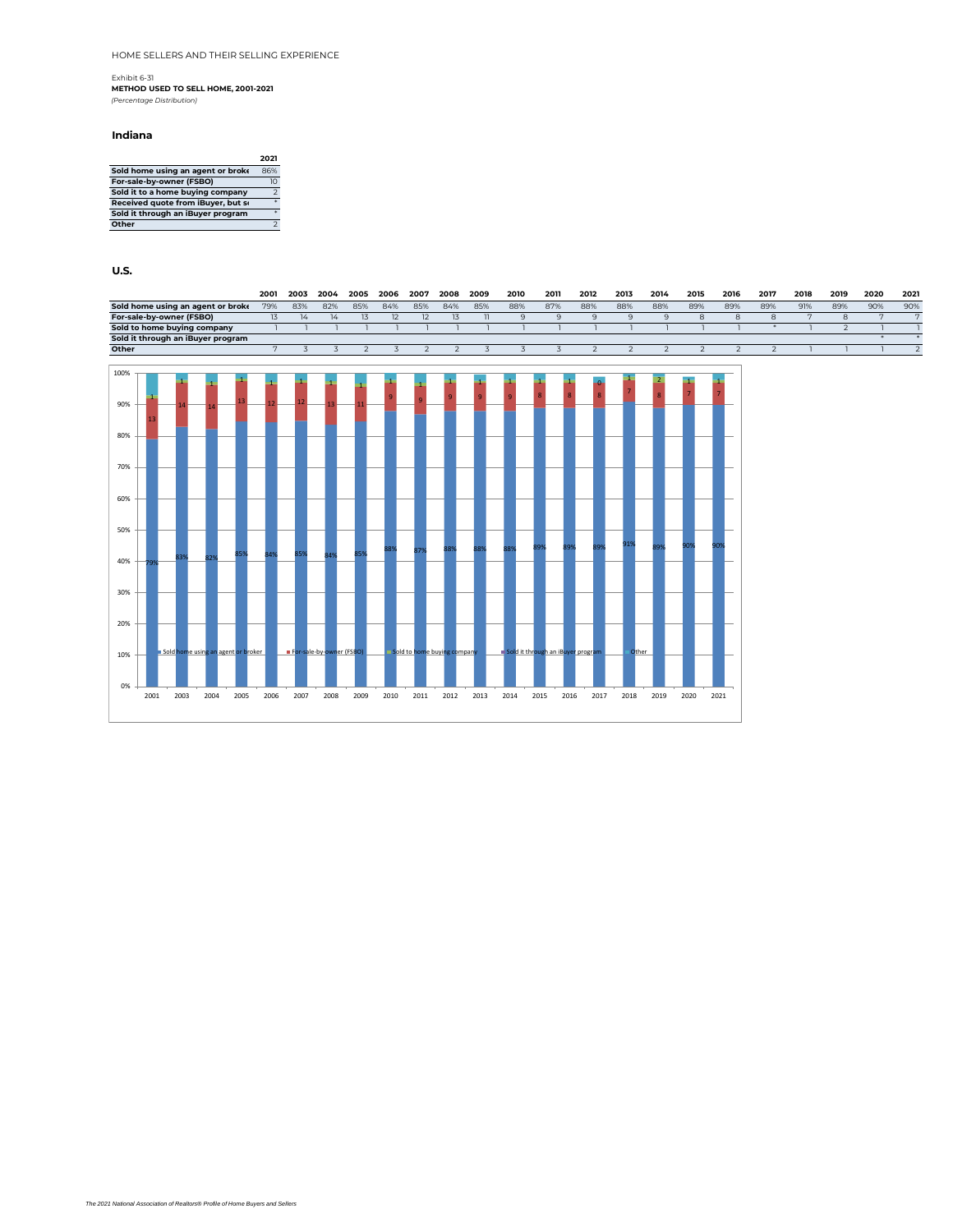HOME SELLERS AND THEIR SELLING EXPERIENCE

Exhibit 6-31

**METHOD USED TO SELL HOME, 2001-2021**

*(Percentage Distribution)*

## Indiana

| | 2021 |
|---|---|
| **Sold home using an agent or broke** | 86% |
| **For-sale-by-owner (FSBO)** | 10 |
| **Sold it to a home buying company** | 2 |
| **Received quote from iBuyer, but s** | * |
| **Sold it through an iBuyer program** | * |
| **Other** | 2 |

## U.S.

| | 2001 | 2003 | 2004 | 2005 | 2006 | 2007 | 2008 | 2009 | 2010 | 2011 | 2012 | 2013 | 2014 | 2015 | 2016 | 2017 | 2018 | 2019 | 2020 | 2021 |
|---|---|---|---|---|---|---|---|---|---|---|---|---|---|---|---|---|---|---|---|---|
| **Sold home using an agent or broke** | 79% | 83% | 82% | 85% | 84% | 85% | 84% | 85% | 88% | 87% | 88% | 88% | 88% | 89% | 89% | 89% | 91% | 89% | 90% | 90% |
| **For-sale-by-owner (FSBO)** | 13 | 14 | 14 | 13 | 12 | 12 | 13 | 11 | 9 | 9 | 9 | 9 | 9 | 8 | 8 | 8 | 7 | 8 | 7 | 7 |
| **Sold to home buying company** | 1 | 1 | 1 | 1 | 1 | 1 | 1 | 1 | 1 | 1 | 1 | 1 | 1 | 1 | 1 | * | 1 | 2 | 1 | 1 |
| **Sold it through an iBuyer program** | | | | | | | | | | | | | | | | | | | * | * |
| **Other** | 7 | 3 | 3 | 2 | 3 | 2 | 2 | 3 | 3 | 3 | 2 | 2 | 2 | 2 | 2 | 2 | 1 | 1 | 1 | 2 |

*The 2021 National Association of Realtors® Profile of Home Buyers and Sellers*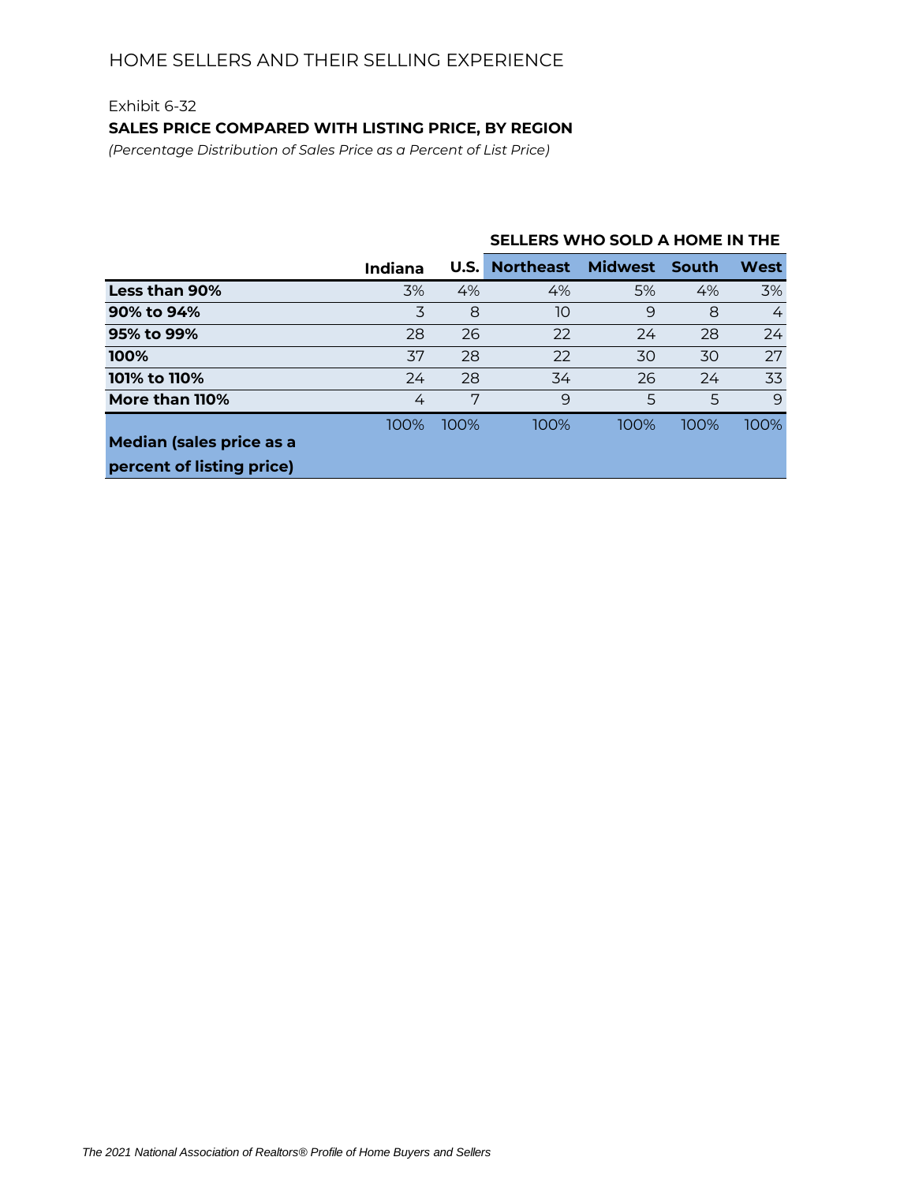HOME SELLERS AND THEIR SELLING EXPERIENCE

Exhibit 6-32

**SALES PRICE COMPARED WITH LISTING PRICE, BY REGION**

*(Percentage Distribution of Sales Price as a Percent of List Price)*

| | | | SELLERS WHO SOLD A HOME IN THE | | | |
|---|---|---|---|---|---|---|
| | **Indiana** | **U.S.** | **Northeast** | **Midwest** | **South** | **West** |
| **Less than 90%** | 3% | 4% | 4% | 5% | 4% | 3% |
| **90% to 94%** | 3 | 8 | 10 | 9 | 8 | 4 |
| **95% to 99%** | 28 | 26 | 22 | 24 | 28 | 24 |
| **100%** | 37 | 28 | 22 | 30 | 30 | 27 |
| **101% to 110%** | 24 | 28 | 34 | 26 | 24 | 33 |
| **More than 110%** | 4 | 7 | 9 | 5 | 5 | 9 |
| **Median (sales price as a percent of listing price)** | 100% | 100% | 100% | 100% | 100% | 100% |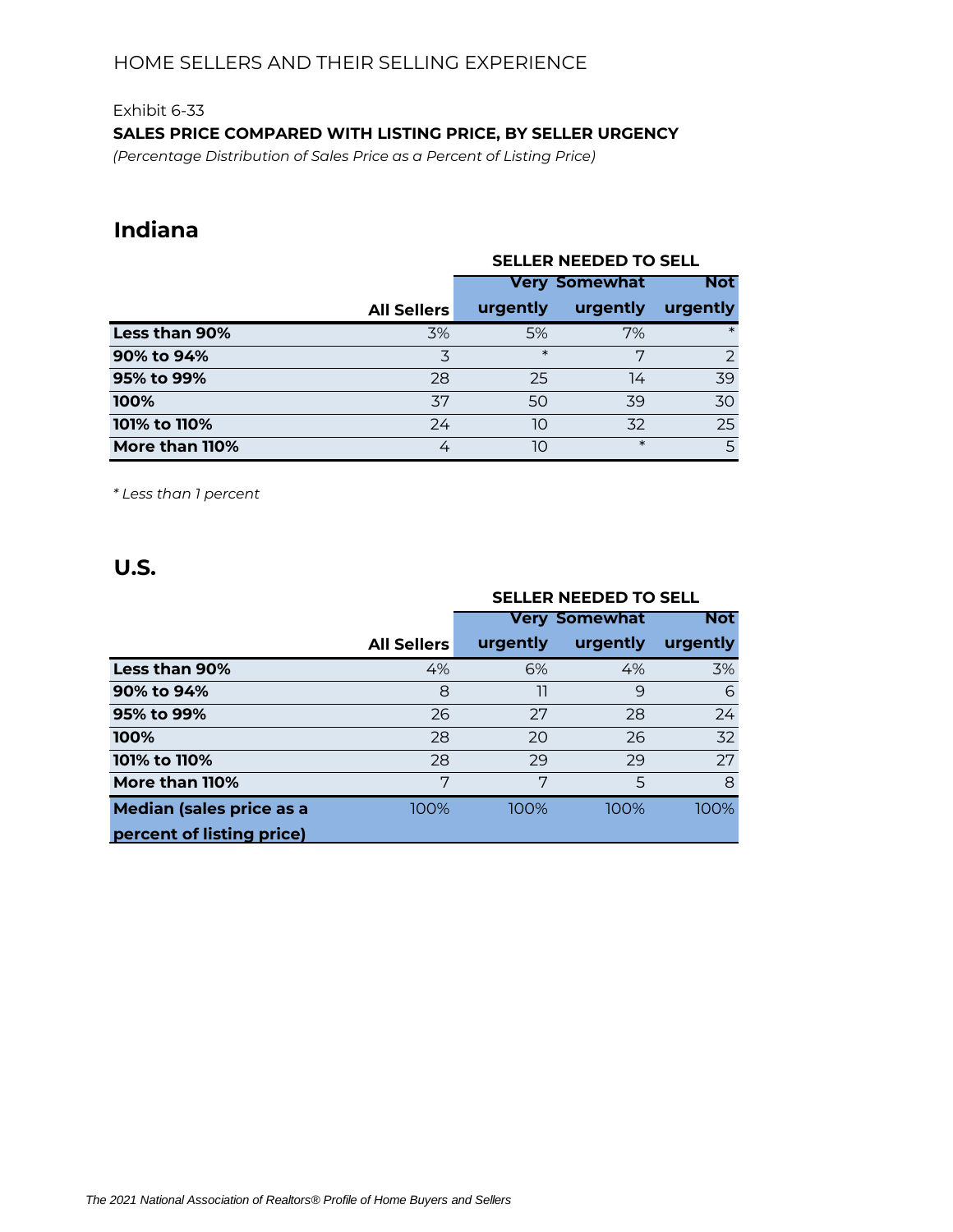HOME SELLERS AND THEIR SELLING EXPERIENCE

Exhibit 6-33

**SALES PRICE COMPARED WITH LISTING PRICE, BY SELLER URGENCY**

*(Percentage Distribution of Sales Price as a Percent of Listing Price)*

## Indiana

| | | SELLER NEEDED TO SELL | | |
|---|---|---|---|---|
| | All Sellers | Very urgently | Somewhat urgently | Not urgently |
| **Less than 90%** | 3% | 5% | 7% | * |
| **90% to 94%** | 3 | * | 7 | 2 |
| **95% to 99%** | 28 | 25 | 14 | 39 |
| **100%** | 37 | 50 | 39 | 30 |
| **101% to 110%** | 24 | 10 | 32 | 25 |
| **More than 110%** | 4 | 10 | * | 5 |

*\* Less than 1 percent*

## U.S.

| | | SELLER NEEDED TO SELL | | |
|---|---|---|---|---|
| | All Sellers | Very urgently | Somewhat urgently | Not urgently |
| **Less than 90%** | 4% | 6% | 4% | 3% |
| **90% to 94%** | 8 | 11 | 9 | 6 |
| **95% to 99%** | 26 | 27 | 28 | 24 |
| **100%** | 28 | 20 | 26 | 32 |
| **101% to 110%** | 28 | 29 | 29 | 27 |
| **More than 110%** | 7 | 7 | 5 | 8 |
| **Median (sales price as a percent of listing price)** | 100% | 100% | 100% | 100% |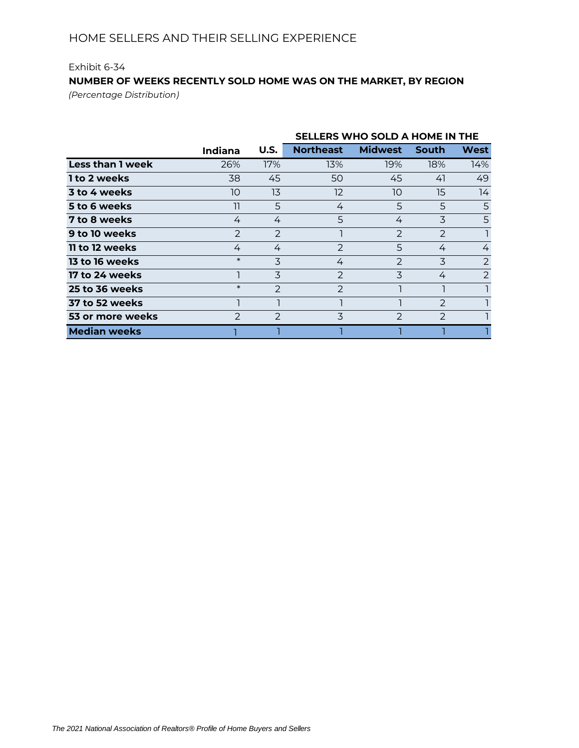Exhibit 6-34

**NUMBER OF WEEKS RECENTLY SOLD HOME WAS ON THE MARKET, BY REGION**

*(Percentage Distribution)*

| | | | SELLERS WHO SOLD A HOME IN THE | | | |
|---|---|---|---|---|---|---|
| | **Indiana** | **U.S.** | **Northeast** | **Midwest** | **South** | **West** |
| **Less than 1 week** | 26% | 17% | 13% | 19% | 18% | 14% |
| **1 to 2 weeks** | 38 | 45 | 50 | 45 | 41 | 49 |
| **3 to 4 weeks** | 10 | 13 | 12 | 10 | 15 | 14 |
| **5 to 6 weeks** | 11 | 5 | 4 | 5 | 5 | 5 |
| **7 to 8 weeks** | 4 | 4 | 5 | 4 | 3 | 5 |
| **9 to 10 weeks** | 2 | 2 | 1 | 2 | 2 | 1 |
| **11 to 12 weeks** | 4 | 4 | 2 | 5 | 4 | 4 |
| **13 to 16 weeks** | * | 3 | 4 | 2 | 3 | 2 |
| **17 to 24 weeks** | 1 | 3 | 2 | 3 | 4 | 2 |
| **25 to 36 weeks** | * | 2 | 2 | 1 | 1 | 1 |
| **37 to 52 weeks** | 1 | 1 | 1 | 1 | 2 | 1 |
| **53 or more weeks** | 2 | 2 | 3 | 2 | 2 | 1 |
| **Median weeks** | 1 | 1 | 1 | 1 | 1 | 1 |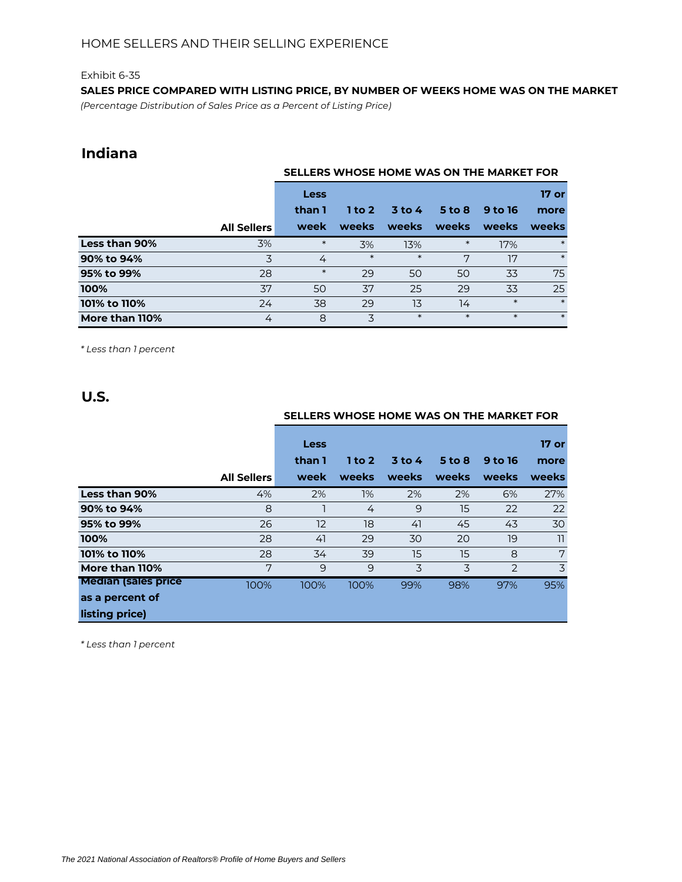Exhibit 6-35

**SALES PRICE COMPARED WITH LISTING PRICE, BY NUMBER OF WEEKS HOME WAS ON THE MARKET**

*(Percentage Distribution of Sales Price as a Percent of Listing Price)*

## Indiana

| | | SELLERS WHOSE HOME WAS ON THE MARKET FOR | | | | | |
|---|---|---|---|---|---|---|---|
| | **All Sellers** | **Less than 1 week** | **1 to 2 weeks** | **3 to 4 weeks** | **5 to 8 weeks** | **9 to 16 weeks** | **17 or more weeks** |
| **Less than 90%** | 3% | * | 3% | 13% | * | 17% | * |
| **90% to 94%** | 3 | 4 | * | * | 7 | 17 | * |
| **95% to 99%** | 28 | * | 29 | 50 | 50 | 33 | 75 |
| **100%** | 37 | 50 | 37 | 25 | 29 | 33 | 25 |
| **101% to 110%** | 24 | 38 | 29 | 13 | 14 | * | * |
| **More than 110%** | 4 | 8 | 3 | * | * | * | * |

*\* Less than 1 percent*

## U.S.

| | | SELLERS WHOSE HOME WAS ON THE MARKET FOR | | | | | |
|---|---|---|---|---|---|---|---|
| | **All Sellers** | **Less than 1 week** | **1 to 2 weeks** | **3 to 4 weeks** | **5 to 8 weeks** | **9 to 16 weeks** | **17 or more weeks** |
| **Less than 90%** | 4% | 2% | 1% | 2% | 2% | 6% | 27% |
| **90% to 94%** | 8 | 1 | 4 | 9 | 15 | 22 | 22 |
| **95% to 99%** | 26 | 12 | 18 | 41 | 45 | 43 | 30 |
| **100%** | 28 | 41 | 29 | 30 | 20 | 19 | 11 |
| **101% to 110%** | 28 | 34 | 39 | 15 | 15 | 8 | 7 |
| **More than 110%** | 7 | 9 | 9 | 3 | 3 | 2 | 3 |
| **Median (sales price as a percent of listing price)** | 100% | 100% | 100% | 99% | 98% | 97% | 95% |

*\* Less than 1 percent*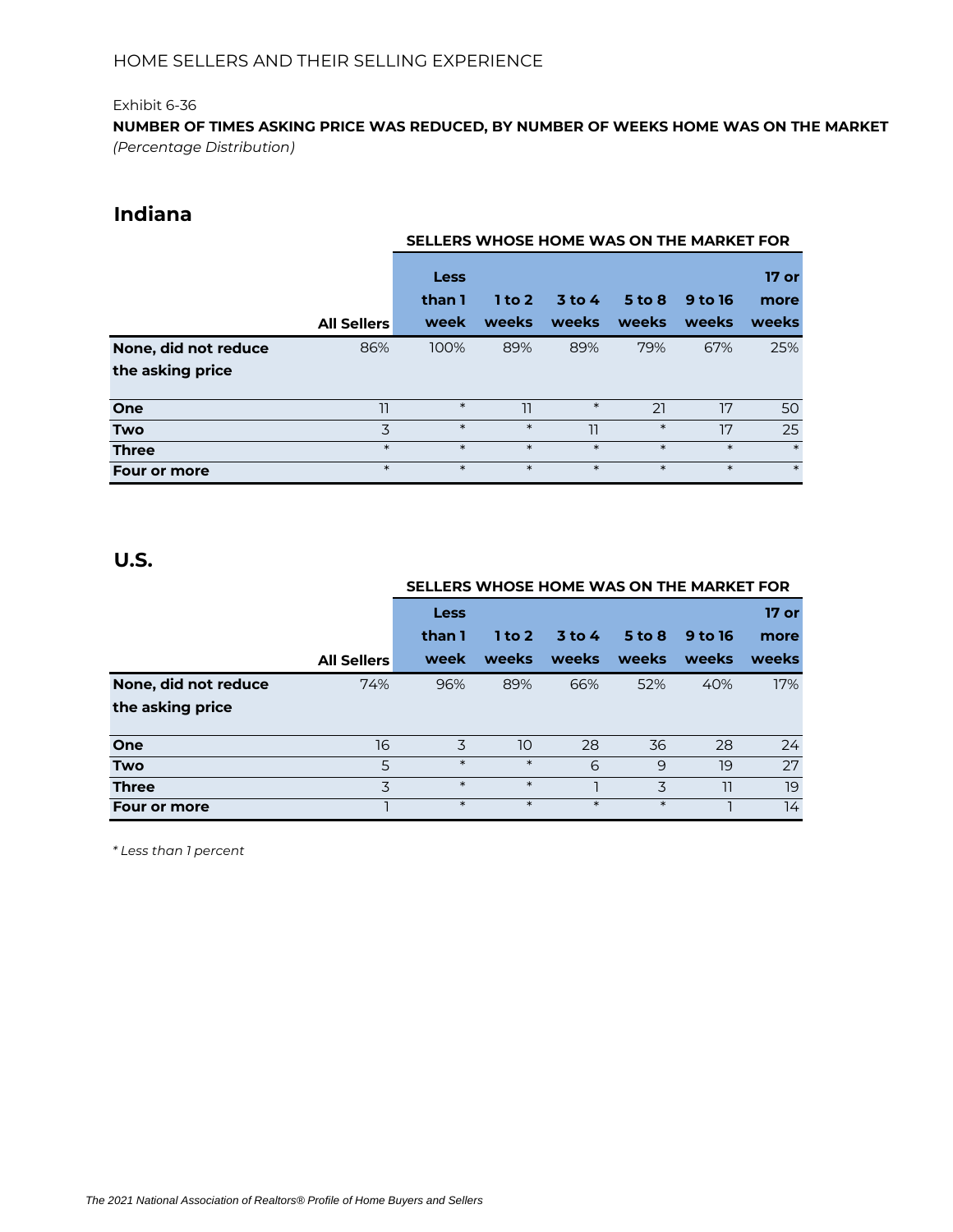Exhibit 6-36

**NUMBER OF TIMES ASKING PRICE WAS REDUCED, BY NUMBER OF WEEKS HOME WAS ON THE MARKET**

*(Percentage Distribution)*

## Indiana

| | | SELLERS WHOSE HOME WAS ON THE MARKET FOR | | | | | |
|---|---|---|---|---|---|---|---|
| | All Sellers | Less than 1 week | 1 to 2 weeks | 3 to 4 weeks | 5 to 8 weeks | 9 to 16 weeks | 17 or more weeks |
| None, did not reduce the asking price | 86% | 100% | 89% | 89% | 79% | 67% | 25% |
| One | 11 | * | 11 | * | 21 | 17 | 50 |
| Two | 3 | * | * | 11 | * | 17 | 25 |
| Three | * | * | * | * | * | * | * |
| Four or more | * | * | * | * | * | * | * |

## U.S.

| | | SELLERS WHOSE HOME WAS ON THE MARKET FOR | | | | | |
|---|---|---|---|---|---|---|---|
| | All Sellers | Less than 1 week | 1 to 2 weeks | 3 to 4 weeks | 5 to 8 weeks | 9 to 16 weeks | 17 or more weeks |
| None, did not reduce the asking price | 74% | 96% | 89% | 66% | 52% | 40% | 17% |
| One | 16 | 3 | 10 | 28 | 36 | 28 | 24 |
| Two | 5 | * | * | 6 | 9 | 19 | 27 |
| Three | 3 | * | * | 1 | 3 | 11 | 19 |
| Four or more | 1 | * | * | * | * | 1 | 14 |

*\* Less than 1 percent*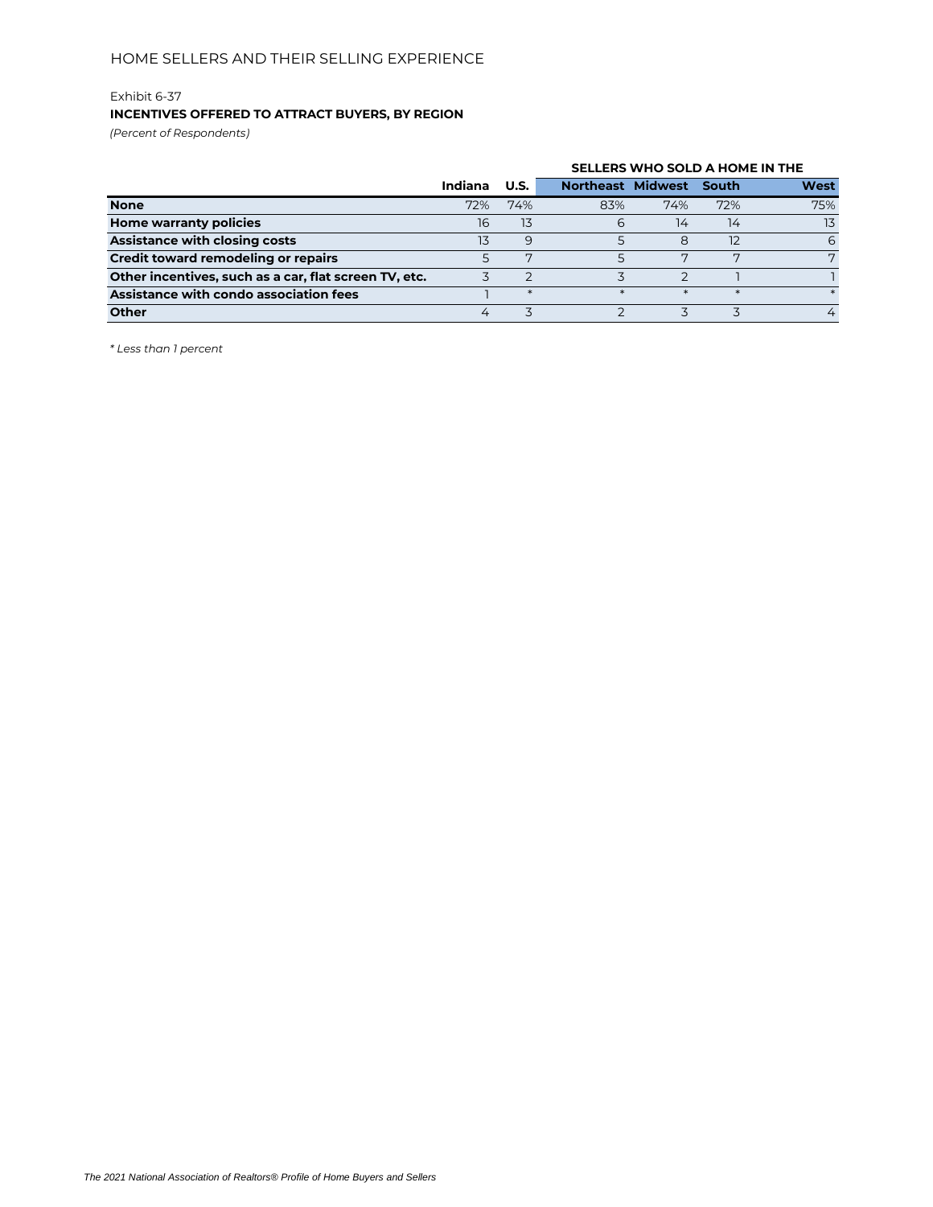Exhibit 6-37

**INCENTIVES OFFERED TO ATTRACT BUYERS, BY REGION**

*(Percent of Respondents)*

| | Indiana | U.S. | SELLERS WHO SOLD A HOME IN THE | | | |
|---|---|---|---|---|---|---|
| | | | **Northeast** | **Midwest** | **South** | **West** |
| **None** | 72% | 74% | 83% | 74% | 72% | 75% |
| **Home warranty policies** | 16 | 13 | 6 | 14 | 14 | 13 |
| **Assistance with closing costs** | 13 | 9 | 5 | 8 | 12 | 6 |
| **Credit toward remodeling or repairs** | 5 | 7 | 5 | 7 | 7 | 7 |
| **Other incentives, such as a car, flat screen TV, etc.** | 3 | 2 | 3 | 2 | 1 | 1 |
| **Assistance with condo association fees** | 1 | * | * | * | * | * |
| **Other** | 4 | 3 | 2 | 3 | 3 | 4 |

*\* Less than 1 percent*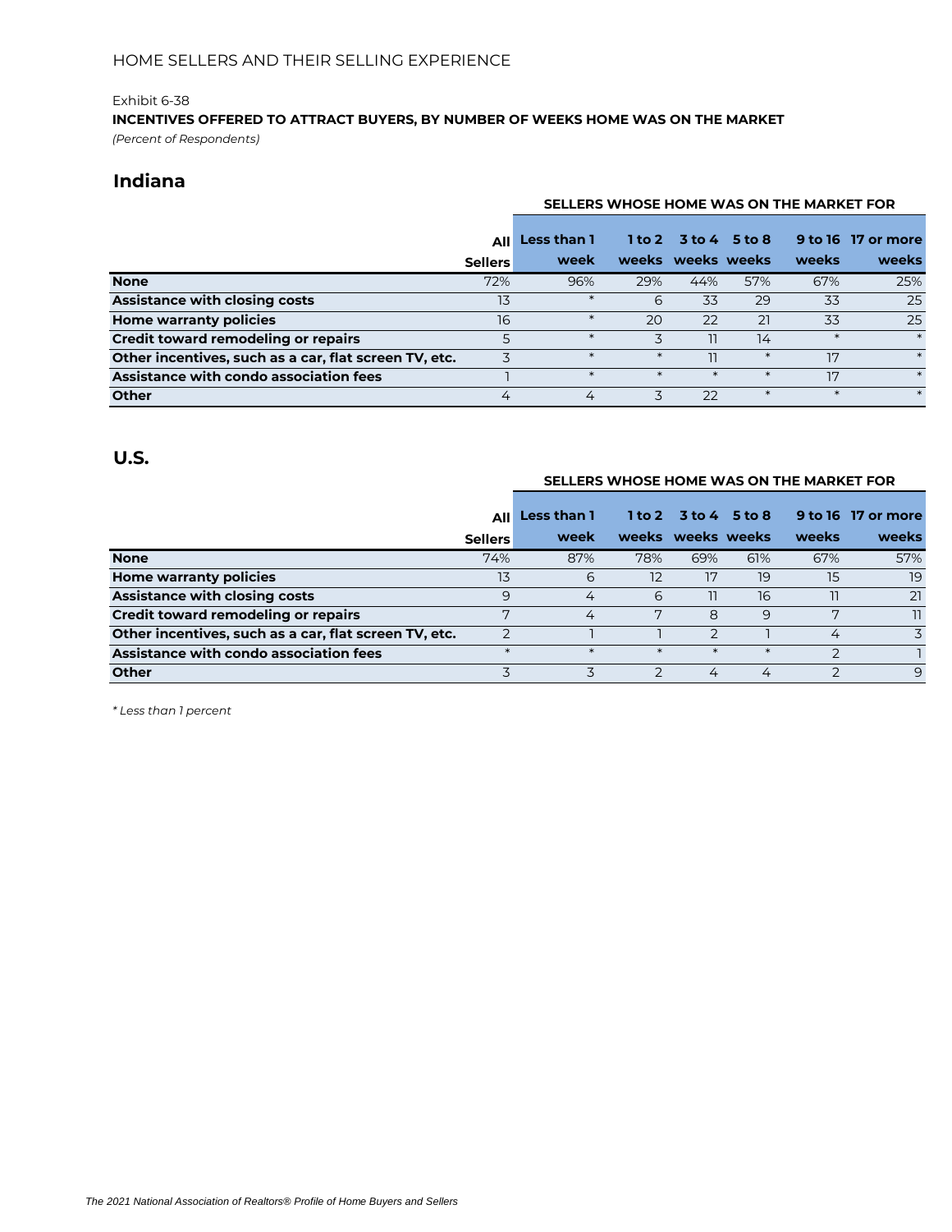Exhibit 6-38

**INCENTIVES OFFERED TO ATTRACT BUYERS, BY NUMBER OF WEEKS HOME WAS ON THE MARKET**

*(Percent of Respondents)*

## Indiana

| | All Sellers | SELLERS WHOSE HOME WAS ON THE MARKET FOR Less than 1 week | 1 to 2 weeks | 3 to 4 weeks | 5 to 8 weeks | 9 to 16 weeks | 17 or more weeks |
|---|---|---|---|---|---|---|---|
| **None** | 72% | 96% | 29% | 44% | 57% | 67% | 25% |
| **Assistance with closing costs** | 13 | * | 6 | 33 | 29 | 33 | 25 |
| **Home warranty policies** | 16 | * | 20 | 22 | 21 | 33 | 25 |
| **Credit toward remodeling or repairs** | 5 | * | 3 | 11 | 14 | * | * |
| **Other incentives, such as a car, flat screen TV, etc.** | 3 | * | * | 11 | * | 17 | * |
| **Assistance with condo association fees** | 1 | * | * | * | * | 17 | * |
| **Other** | 4 | 4 | 3 | 22 | * | * | * |

## U.S.

| | All Sellers | SELLERS WHOSE HOME WAS ON THE MARKET FOR Less than 1 week | 1 to 2 weeks | 3 to 4 weeks | 5 to 8 weeks | 9 to 16 weeks | 17 or more weeks |
|---|---|---|---|---|---|---|---|
| **None** | 74% | 87% | 78% | 69% | 61% | 67% | 57% |
| **Home warranty policies** | 13 | 6 | 12 | 17 | 19 | 15 | 19 |
| **Assistance with closing costs** | 9 | 4 | 6 | 11 | 16 | 11 | 21 |
| **Credit toward remodeling or repairs** | 7 | 4 | 7 | 8 | 9 | 7 | 11 |
| **Other incentives, such as a car, flat screen TV, etc.** | 2 | 1 | 1 | 2 | 1 | 4 | 3 |
| **Assistance with condo association fees** | * | * | * | * | * | 2 | 1 |
| **Other** | 3 | 3 | 2 | 4 | 4 | 2 | 9 |

*\* Less than 1 percent*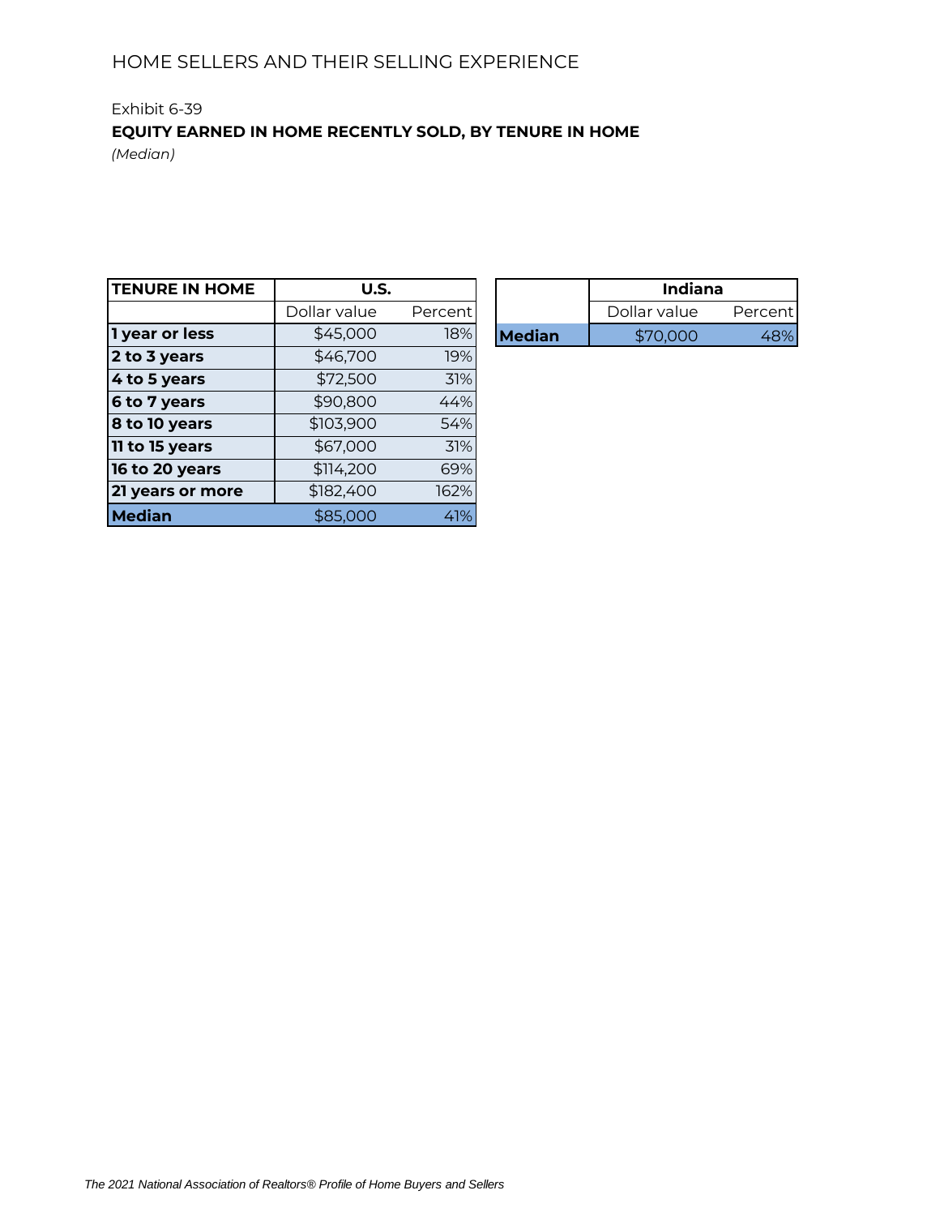HOME SELLERS AND THEIR SELLING EXPERIENCE

Exhibit 6-39

**EQUITY EARNED IN HOME RECENTLY SOLD, BY TENURE IN HOME**

*(Median)*

| TENURE IN HOME | U.S. | |
|---|---|---|
| | Dollar value | Percent |
| **1 year or less** | $45,000 | 18% |
| **2 to 3 years** | $46,700 | 19% |
| **4 to 5 years** | $72,500 | 31% |
| **6 to 7 years** | $90,800 | 44% |
| **8 to 10 years** | $103,900 | 54% |
| **11 to 15 years** | $67,000 | 31% |
| **16 to 20 years** | $114,200 | 69% |
| **21 years or more** | $182,400 | 162% |
| **Median** | $85,000 | 41% |

| | Indiana | |
|---|---|---|
| | Dollar value | Percent |
| **Median** | $70,000 | 48% |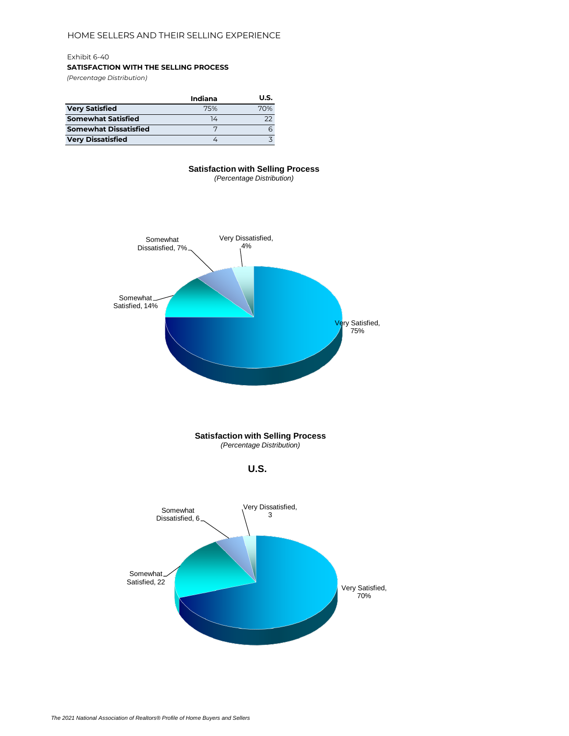HOME SELLERS AND THEIR SELLING EXPERIENCE

Exhibit 6-40

**SATISFACTION WITH THE SELLING PROCESS**

*(Percentage Distribution)*

| | Indiana | U.S. |
|---|---|---|
| **Very Satisfied** | 75% | 70% |
| **Somewhat Satisfied** | 14 | 22 |
| **Somewhat Dissatisfied** | 7 | 6 |
| **Very Dissatisfied** | 4 | 3 |

**Satisfaction with Selling Process**

*(Percentage Distribution)*

Very Satisfied, 75%
Somewhat Satisfied, 14%
Somewhat Dissatisfied, 7%
Very Dissatisfied, 4%

**Satisfaction with Selling Process**

*(Percentage Distribution)*

**U.S.**

Very Satisfied, 70%
Somewhat Satisfied, 22
Somewhat Dissatisfied, 6
Very Dissatisfied, 3

*The 2021 National Association of Realtors® Profile of Home Buyers and Sellers*